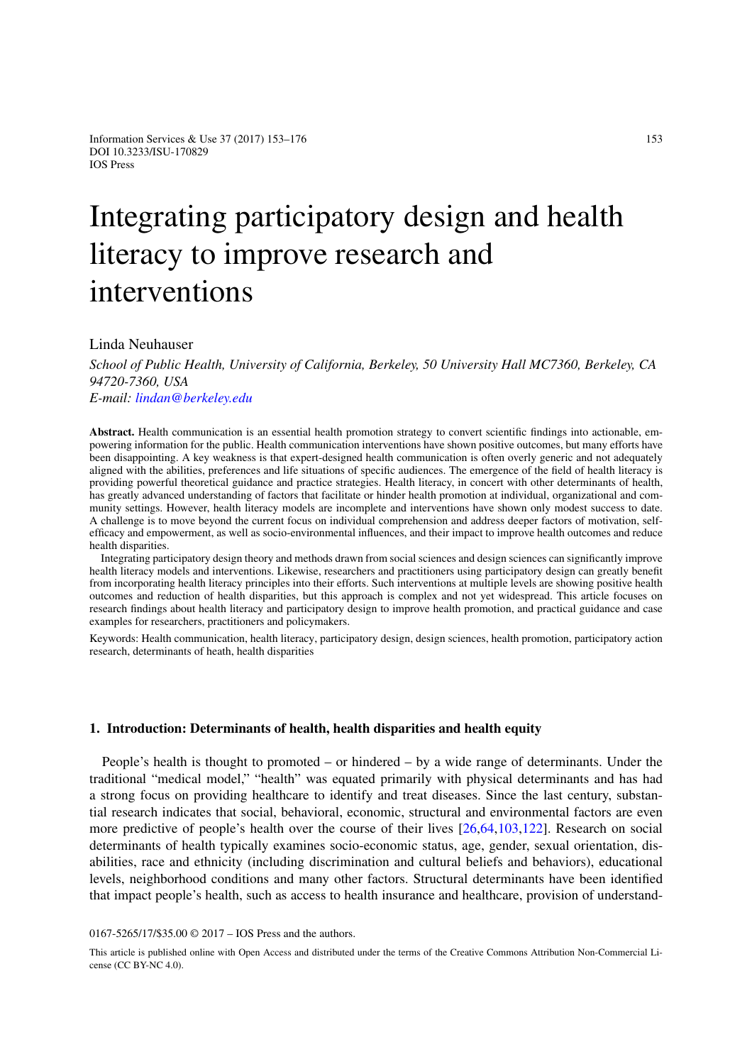# Integrating participatory design and health literacy to improve research and interventions

Linda Neuhauser

*School of Public Health, University of California, Berkeley, 50 University Hall MC7360, Berkeley, CA 94720-7360, USA*
*E-mail: lindan@berkeley.edu*

**Abstract.** Health communication is an essential health promotion strategy to convert scientific findings into actionable, empowering information for the public. Health communication interventions have shown positive outcomes, but many efforts have been disappointing. A key weakness is that expert-designed health communication is often overly generic and not adequately aligned with the abilities, preferences and life situations of specific audiences. The emergence of the field of health literacy is providing powerful theoretical guidance and practice strategies. Health literacy, in concert with other determinants of health, has greatly advanced understanding of factors that facilitate or hinder health promotion at individual, organizational and community settings. However, health literacy models are incomplete and interventions have shown only modest success to date. A challenge is to move beyond the current focus on individual comprehension and address deeper factors of motivation, self-efficacy and empowerment, as well as socio-environmental influences, and their impact to improve health outcomes and reduce health disparities.

Integrating participatory design theory and methods drawn from social sciences and design sciences can significantly improve health literacy models and interventions. Likewise, researchers and practitioners using participatory design can greatly benefit from incorporating health literacy principles into their efforts. Such interventions at multiple levels are showing positive health outcomes and reduction of health disparities, but this approach is complex and not yet widespread. This article focuses on research findings about health literacy and participatory design to improve health promotion, and practical guidance and case examples for researchers, practitioners and policymakers.

Keywords: Health communication, health literacy, participatory design, design sciences, health promotion, participatory action research, determinants of heath, health disparities

## 1. Introduction: Determinants of health, health disparities and health equity

People's health is thought to promoted – or hindered – by a wide range of determinants. Under the traditional "medical model," "health" was equated primarily with physical determinants and has had a strong focus on providing healthcare to identify and treat diseases. Since the last century, substantial research indicates that social, behavioral, economic, structural and environmental factors are even more predictive of people's health over the course of their lives [26,64,103,122]. Research on social determinants of health typically examines socio-economic status, age, gender, sexual orientation, disabilities, race and ethnicity (including discrimination and cultural beliefs and behaviors), educational levels, neighborhood conditions and many other factors. Structural determinants have been identified that impact people's health, such as access to health insurance and healthcare, provision of understand-

0167-5265/17/$35.00 © 2017 – IOS Press and the authors.

This article is published online with Open Access and distributed under the terms of the Creative Commons Attribution Non-Commercial License (CC BY-NC 4.0).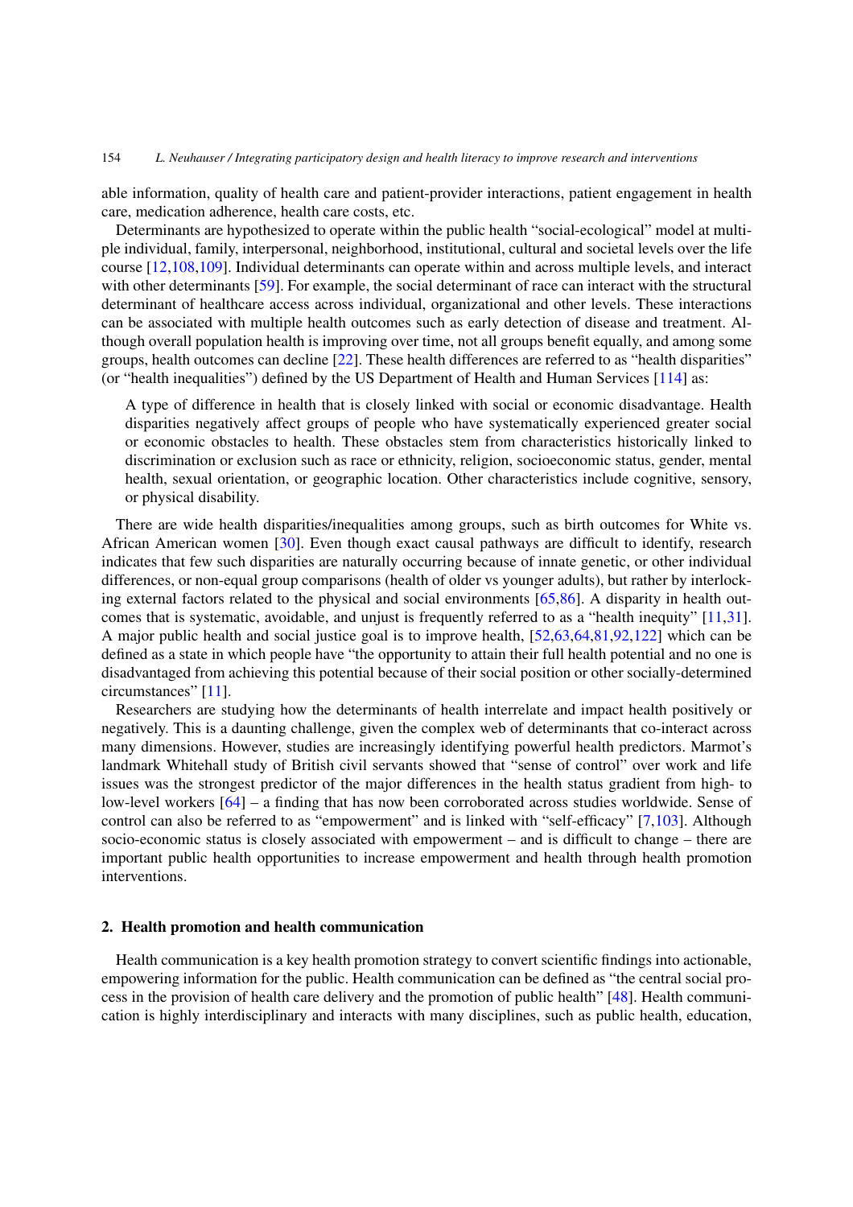able information, quality of health care and patient-provider interactions, patient engagement in health care, medication adherence, health care costs, etc.

Determinants are hypothesized to operate within the public health "social-ecological" model at multiple individual, family, interpersonal, neighborhood, institutional, cultural and societal levels over the life course [12,108,109]. Individual determinants can operate within and across multiple levels, and interact with other determinants [59]. For example, the social determinant of race can interact with the structural determinant of healthcare access across individual, organizational and other levels. These interactions can be associated with multiple health outcomes such as early detection of disease and treatment. Although overall population health is improving over time, not all groups benefit equally, and among some groups, health outcomes can decline [22]. These health differences are referred to as "health disparities" (or "health inequalities") defined by the US Department of Health and Human Services [114] as:

> A type of difference in health that is closely linked with social or economic disadvantage. Health disparities negatively affect groups of people who have systematically experienced greater social or economic obstacles to health. These obstacles stem from characteristics historically linked to discrimination or exclusion such as race or ethnicity, religion, socioeconomic status, gender, mental health, sexual orientation, or geographic location. Other characteristics include cognitive, sensory, or physical disability.

There are wide health disparities/inequalities among groups, such as birth outcomes for White vs. African American women [30]. Even though exact causal pathways are difficult to identify, research indicates that few such disparities are naturally occurring because of innate genetic, or other individual differences, or non-equal group comparisons (health of older vs younger adults), but rather by interlocking external factors related to the physical and social environments [65,86]. A disparity in health outcomes that is systematic, avoidable, and unjust is frequently referred to as a "health inequity" [11,31]. A major public health and social justice goal is to improve health, [52,63,64,81,92,122] which can be defined as a state in which people have "the opportunity to attain their full health potential and no one is disadvantaged from achieving this potential because of their social position or other socially-determined circumstances" [11].

Researchers are studying how the determinants of health interrelate and impact health positively or negatively. This is a daunting challenge, given the complex web of determinants that co-interact across many dimensions. However, studies are increasingly identifying powerful health predictors. Marmot's landmark Whitehall study of British civil servants showed that "sense of control" over work and life issues was the strongest predictor of the major differences in the health status gradient from high- to low-level workers [64] – a finding that has now been corroborated across studies worldwide. Sense of control can also be referred to as "empowerment" and is linked with "self-efficacy" [7,103]. Although socio-economic status is closely associated with empowerment – and is difficult to change – there are important public health opportunities to increase empowerment and health through health promotion interventions.

## 2. Health promotion and health communication

Health communication is a key health promotion strategy to convert scientific findings into actionable, empowering information for the public. Health communication can be defined as "the central social process in the provision of health care delivery and the promotion of public health" [48]. Health communication is highly interdisciplinary and interacts with many disciplines, such as public health, education,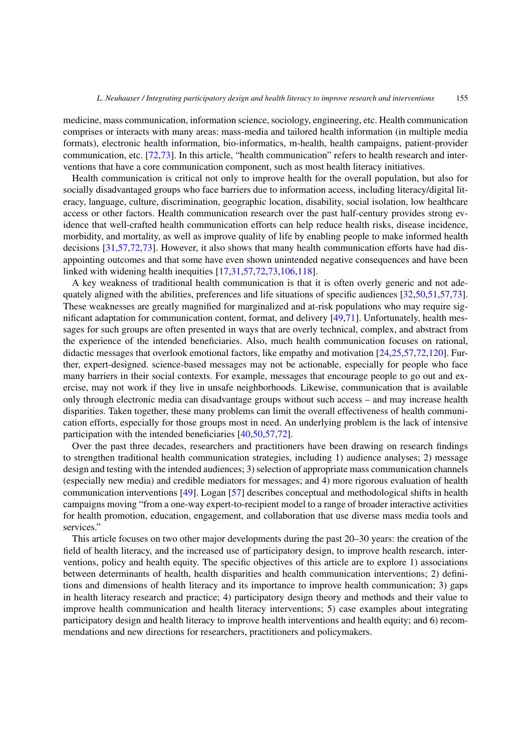medicine, mass communication, information science, sociology, engineering, etc. Health communication comprises or interacts with many areas: mass-media and tailored health information (in multiple media formats), electronic health information, bio-informatics, m-health, health campaigns, patient-provider communication, etc. [72,73]. In this article, "health communication" refers to health research and interventions that have a core communication component, such as most health literacy initiatives.

Health communication is critical not only to improve health for the overall population, but also for socially disadvantaged groups who face barriers due to information access, including literacy/digital literacy, language, culture, discrimination, geographic location, disability, social isolation, low healthcare access or other factors. Health communication research over the past half-century provides strong evidence that well-crafted health communication efforts can help reduce health risks, disease incidence, morbidity, and mortality, as well as improve quality of life by enabling people to make informed health decisions [31,57,72,73]. However, it also shows that many health communication efforts have had disappointing outcomes and that some have even shown unintended negative consequences and have been linked with widening health inequities [17,31,57,72,73,106,118].

A key weakness of traditional health communication is that it is often overly generic and not adequately aligned with the abilities, preferences and life situations of specific audiences [32,50,51,57,73]. These weaknesses are greatly magnified for marginalized and at-risk populations who may require significant adaptation for communication content, format, and delivery [49,71]. Unfortunately, health messages for such groups are often presented in ways that are overly technical, complex, and abstract from the experience of the intended beneficiaries. Also, much health communication focuses on rational, didactic messages that overlook emotional factors, like empathy and motivation [24,25,57,72,120]. Further, expert-designed. science-based messages may not be actionable, especially for people who face many barriers in their social contexts. For example, messages that encourage people to go out and exercise, may not work if they live in unsafe neighborhoods. Likewise, communication that is available only through electronic media can disadvantage groups without such access – and may increase health disparities. Taken together, these many problems can limit the overall effectiveness of health communication efforts, especially for those groups most in need. An underlying problem is the lack of intensive participation with the intended beneficiaries [40,50,57,72].

Over the past three decades, researchers and practitioners have been drawing on research findings to strengthen traditional health communication strategies, including 1) audience analyses; 2) message design and testing with the intended audiences; 3) selection of appropriate mass communication channels (especially new media) and credible mediators for messages; and 4) more rigorous evaluation of health communication interventions [49]. Logan [57] describes conceptual and methodological shifts in health campaigns moving "from a one-way expert-to-recipient model to a range of broader interactive activities for health promotion, education, engagement, and collaboration that use diverse mass media tools and services."

This article focuses on two other major developments during the past 20–30 years: the creation of the field of health literacy, and the increased use of participatory design, to improve health research, interventions, policy and health equity. The specific objectives of this article are to explore 1) associations between determinants of health, health disparities and health communication interventions; 2) definitions and dimensions of health literacy and its importance to improve health communication; 3) gaps in health literacy research and practice; 4) participatory design theory and methods and their value to improve health communication and health literacy interventions; 5) case examples about integrating participatory design and health literacy to improve health interventions and health equity; and 6) recommendations and new directions for researchers, practitioners and policymakers.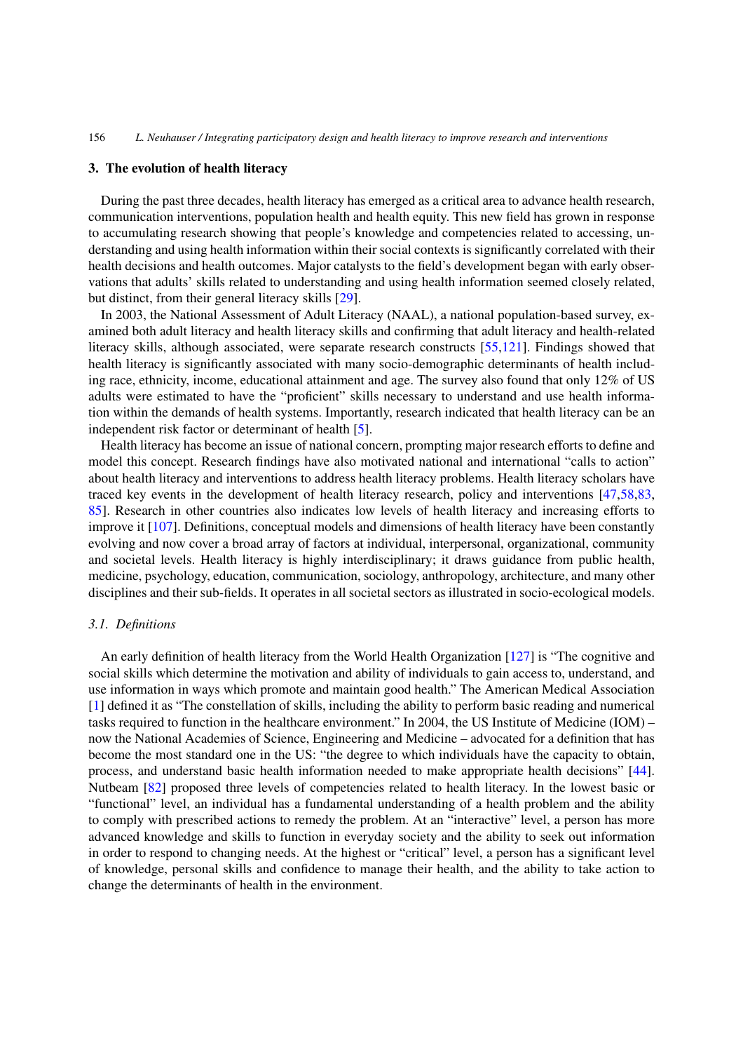## 3. The evolution of health literacy

During the past three decades, health literacy has emerged as a critical area to advance health research, communication interventions, population health and health equity. This new field has grown in response to accumulating research showing that people's knowledge and competencies related to accessing, understanding and using health information within their social contexts is significantly correlated with their health decisions and health outcomes. Major catalysts to the field's development began with early observations that adults' skills related to understanding and using health information seemed closely related, but distinct, from their general literacy skills [29].

In 2003, the National Assessment of Adult Literacy (NAAL), a national population-based survey, examined both adult literacy and health literacy skills and confirming that adult literacy and health-related literacy skills, although associated, were separate research constructs [55,121]. Findings showed that health literacy is significantly associated with many socio-demographic determinants of health including race, ethnicity, income, educational attainment and age. The survey also found that only 12% of US adults were estimated to have the "proficient" skills necessary to understand and use health information within the demands of health systems. Importantly, research indicated that health literacy can be an independent risk factor or determinant of health [5].

Health literacy has become an issue of national concern, prompting major research efforts to define and model this concept. Research findings have also motivated national and international "calls to action" about health literacy and interventions to address health literacy problems. Health literacy scholars have traced key events in the development of health literacy research, policy and interventions [47,58,83,85]. Research in other countries also indicates low levels of health literacy and increasing efforts to improve it [107]. Definitions, conceptual models and dimensions of health literacy have been constantly evolving and now cover a broad array of factors at individual, interpersonal, organizational, community and societal levels. Health literacy is highly interdisciplinary; it draws guidance from public health, medicine, psychology, education, communication, sociology, anthropology, architecture, and many other disciplines and their sub-fields. It operates in all societal sectors as illustrated in socio-ecological models.

### 3.1. *Definitions*

An early definition of health literacy from the World Health Organization [127] is "The cognitive and social skills which determine the motivation and ability of individuals to gain access to, understand, and use information in ways which promote and maintain good health." The American Medical Association [1] defined it as "The constellation of skills, including the ability to perform basic reading and numerical tasks required to function in the healthcare environment." In 2004, the US Institute of Medicine (IOM) – now the National Academies of Science, Engineering and Medicine – advocated for a definition that has become the most standard one in the US: "the degree to which individuals have the capacity to obtain, process, and understand basic health information needed to make appropriate health decisions" [44]. Nutbeam [82] proposed three levels of competencies related to health literacy. In the lowest basic or "functional" level, an individual has a fundamental understanding of a health problem and the ability to comply with prescribed actions to remedy the problem. At an "interactive" level, a person has more advanced knowledge and skills to function in everyday society and the ability to seek out information in order to respond to changing needs. At the highest or "critical" level, a person has a significant level of knowledge, personal skills and confidence to manage their health, and the ability to take action to change the determinants of health in the environment.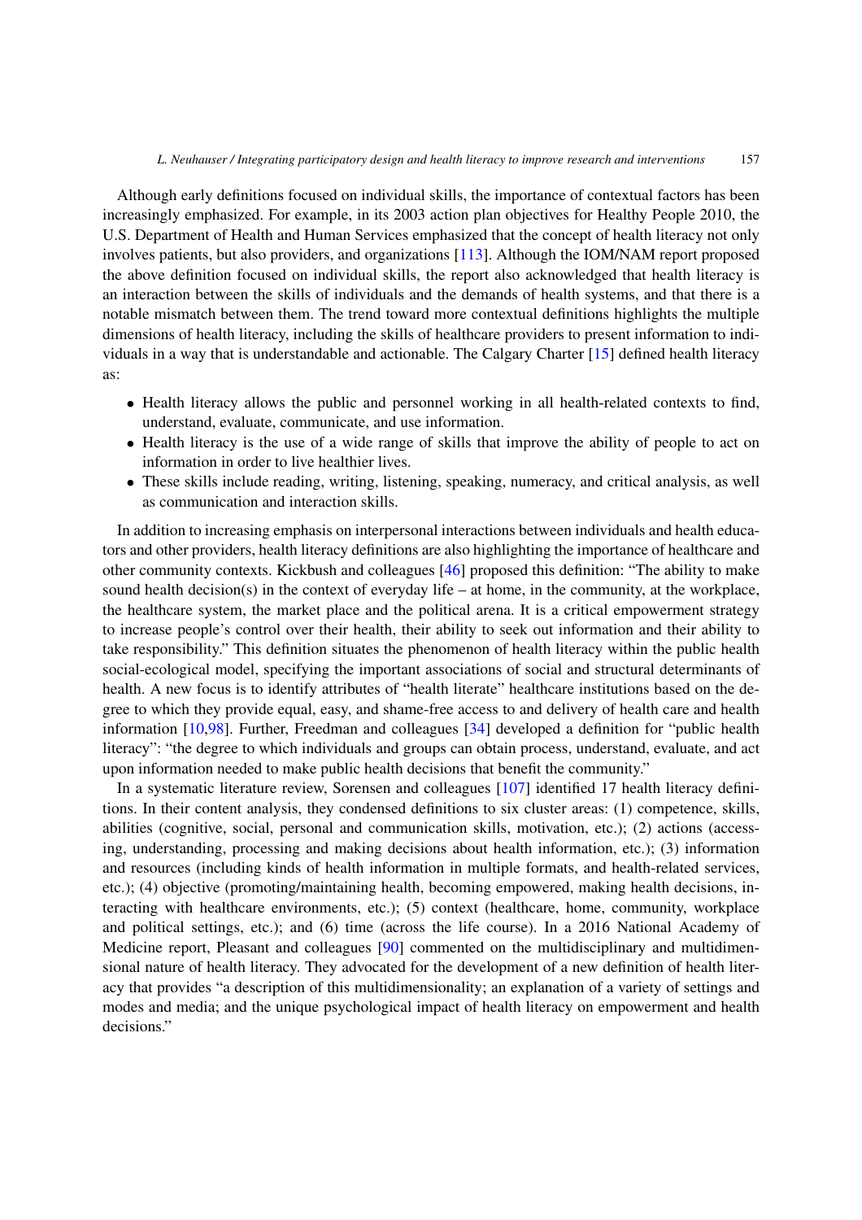Although early definitions focused on individual skills, the importance of contextual factors has been increasingly emphasized. For example, in its 2003 action plan objectives for Healthy People 2010, the U.S. Department of Health and Human Services emphasized that the concept of health literacy not only involves patients, but also providers, and organizations [113]. Although the IOM/NAM report proposed the above definition focused on individual skills, the report also acknowledged that health literacy is an interaction between the skills of individuals and the demands of health systems, and that there is a notable mismatch between them. The trend toward more contextual definitions highlights the multiple dimensions of health literacy, including the skills of healthcare providers to present information to individuals in a way that is understandable and actionable. The Calgary Charter [15] defined health literacy as:

- Health literacy allows the public and personnel working in all health-related contexts to find, understand, evaluate, communicate, and use information.
- Health literacy is the use of a wide range of skills that improve the ability of people to act on information in order to live healthier lives.
- These skills include reading, writing, listening, speaking, numeracy, and critical analysis, as well as communication and interaction skills.

In addition to increasing emphasis on interpersonal interactions between individuals and health educators and other providers, health literacy definitions are also highlighting the importance of healthcare and other community contexts. Kickbush and colleagues [46] proposed this definition: "The ability to make sound health decision(s) in the context of everyday life – at home, in the community, at the workplace, the healthcare system, the market place and the political arena. It is a critical empowerment strategy to increase people's control over their health, their ability to seek out information and their ability to take responsibility." This definition situates the phenomenon of health literacy within the public health social-ecological model, specifying the important associations of social and structural determinants of health. A new focus is to identify attributes of "health literate" healthcare institutions based on the degree to which they provide equal, easy, and shame-free access to and delivery of health care and health information [10,98]. Further, Freedman and colleagues [34] developed a definition for "public health literacy": "the degree to which individuals and groups can obtain process, understand, evaluate, and act upon information needed to make public health decisions that benefit the community."

In a systematic literature review, Sorensen and colleagues [107] identified 17 health literacy definitions. In their content analysis, they condensed definitions to six cluster areas: (1) competence, skills, abilities (cognitive, social, personal and communication skills, motivation, etc.); (2) actions (accessing, understanding, processing and making decisions about health information, etc.); (3) information and resources (including kinds of health information in multiple formats, and health-related services, etc.); (4) objective (promoting/maintaining health, becoming empowered, making health decisions, interacting with healthcare environments, etc.); (5) context (healthcare, home, community, workplace and political settings, etc.); and (6) time (across the life course). In a 2016 National Academy of Medicine report, Pleasant and colleagues [90] commented on the multidisciplinary and multidimensional nature of health literacy. They advocated for the development of a new definition of health literacy that provides "a description of this multidimensionality; an explanation of a variety of settings and modes and media; and the unique psychological impact of health literacy on empowerment and health decisions."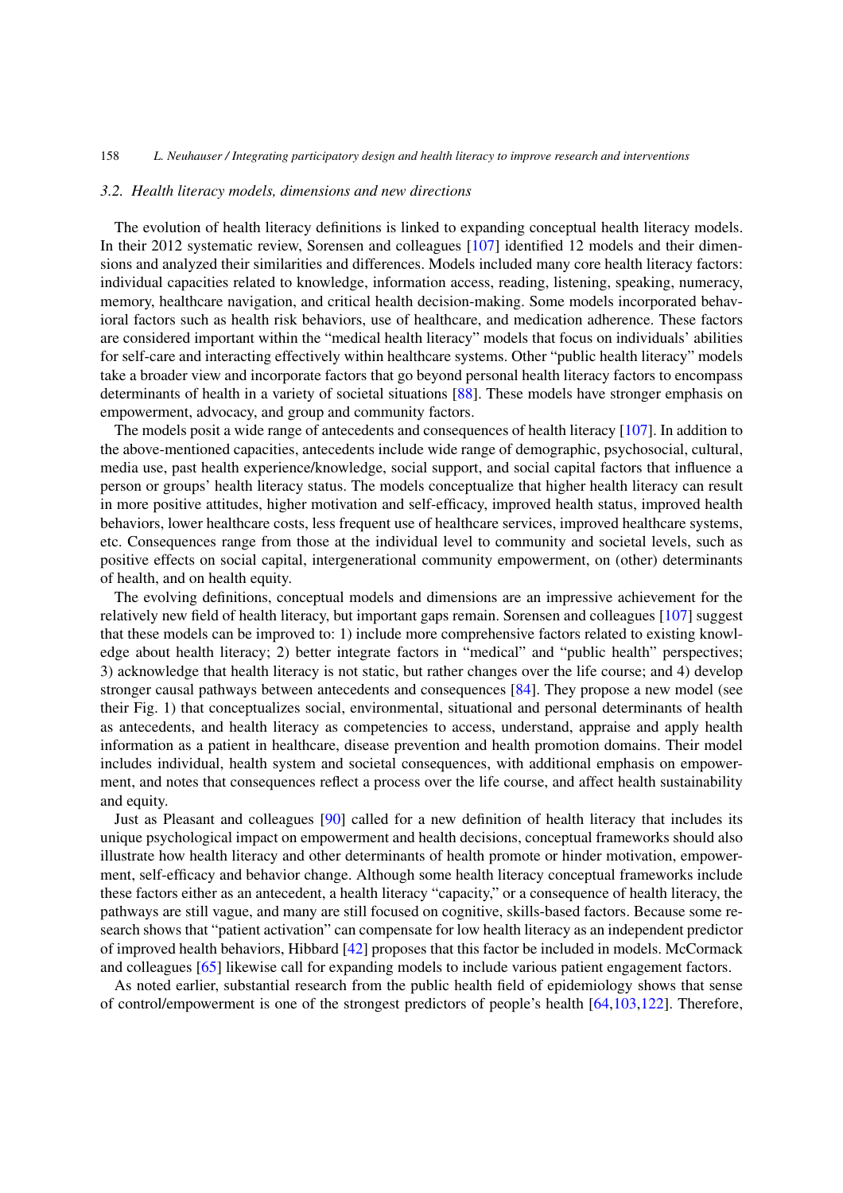### 3.2. *Health literacy models, dimensions and new directions*

The evolution of health literacy definitions is linked to expanding conceptual health literacy models. In their 2012 systematic review, Sorensen and colleagues [107] identified 12 models and their dimensions and analyzed their similarities and differences. Models included many core health literacy factors: individual capacities related to knowledge, information access, reading, listening, speaking, numeracy, memory, healthcare navigation, and critical health decision-making. Some models incorporated behavioral factors such as health risk behaviors, use of healthcare, and medication adherence. These factors are considered important within the "medical health literacy" models that focus on individuals' abilities for self-care and interacting effectively within healthcare systems. Other "public health literacy" models take a broader view and incorporate factors that go beyond personal health literacy factors to encompass determinants of health in a variety of societal situations [88]. These models have stronger emphasis on empowerment, advocacy, and group and community factors.

The models posit a wide range of antecedents and consequences of health literacy [107]. In addition to the above-mentioned capacities, antecedents include wide range of demographic, psychosocial, cultural, media use, past health experience/knowledge, social support, and social capital factors that influence a person or groups' health literacy status. The models conceptualize that higher health literacy can result in more positive attitudes, higher motivation and self-efficacy, improved health status, improved health behaviors, lower healthcare costs, less frequent use of healthcare services, improved healthcare systems, etc. Consequences range from those at the individual level to community and societal levels, such as positive effects on social capital, intergenerational community empowerment, on (other) determinants of health, and on health equity.

The evolving definitions, conceptual models and dimensions are an impressive achievement for the relatively new field of health literacy, but important gaps remain. Sorensen and colleagues [107] suggest that these models can be improved to: 1) include more comprehensive factors related to existing knowledge about health literacy; 2) better integrate factors in "medical" and "public health" perspectives; 3) acknowledge that health literacy is not static, but rather changes over the life course; and 4) develop stronger causal pathways between antecedents and consequences [84]. They propose a new model (see their Fig. 1) that conceptualizes social, environmental, situational and personal determinants of health as antecedents, and health literacy as competencies to access, understand, appraise and apply health information as a patient in healthcare, disease prevention and health promotion domains. Their model includes individual, health system and societal consequences, with additional emphasis on empowerment, and notes that consequences reflect a process over the life course, and affect health sustainability and equity.

Just as Pleasant and colleagues [90] called for a new definition of health literacy that includes its unique psychological impact on empowerment and health decisions, conceptual frameworks should also illustrate how health literacy and other determinants of health promote or hinder motivation, empowerment, self-efficacy and behavior change. Although some health literacy conceptual frameworks include these factors either as an antecedent, a health literacy "capacity," or a consequence of health literacy, the pathways are still vague, and many are still focused on cognitive, skills-based factors. Because some research shows that "patient activation" can compensate for low health literacy as an independent predictor of improved health behaviors, Hibbard [42] proposes that this factor be included in models. McCormack and colleagues [65] likewise call for expanding models to include various patient engagement factors.

As noted earlier, substantial research from the public health field of epidemiology shows that sense of control/empowerment is one of the strongest predictors of people's health [64,103,122]. Therefore,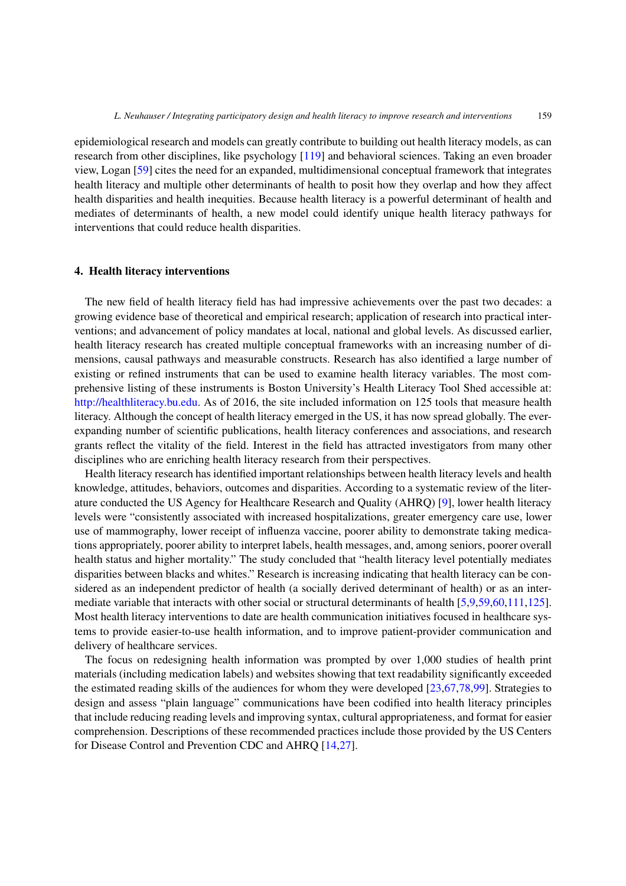epidemiological research and models can greatly contribute to building out health literacy models, as can research from other disciplines, like psychology [119] and behavioral sciences. Taking an even broader view, Logan [59] cites the need for an expanded, multidimensional conceptual framework that integrates health literacy and multiple other determinants of health to posit how they overlap and how they affect health disparities and health inequities. Because health literacy is a powerful determinant of health and mediates of determinants of health, a new model could identify unique health literacy pathways for interventions that could reduce health disparities.

## 4. Health literacy interventions

The new field of health literacy field has had impressive achievements over the past two decades: a growing evidence base of theoretical and empirical research; application of research into practical interventions; and advancement of policy mandates at local, national and global levels. As discussed earlier, health literacy research has created multiple conceptual frameworks with an increasing number of dimensions, causal pathways and measurable constructs. Research has also identified a large number of existing or refined instruments that can be used to examine health literacy variables. The most comprehensive listing of these instruments is Boston University's Health Literacy Tool Shed accessible at: http://healthliteracy.bu.edu. As of 2016, the site included information on 125 tools that measure health literacy. Although the concept of health literacy emerged in the US, it has now spread globally. The ever-expanding number of scientific publications, health literacy conferences and associations, and research grants reflect the vitality of the field. Interest in the field has attracted investigators from many other disciplines who are enriching health literacy research from their perspectives.

Health literacy research has identified important relationships between health literacy levels and health knowledge, attitudes, behaviors, outcomes and disparities. According to a systematic review of the literature conducted the US Agency for Healthcare Research and Quality (AHRQ) [9], lower health literacy levels were "consistently associated with increased hospitalizations, greater emergency care use, lower use of mammography, lower receipt of influenza vaccine, poorer ability to demonstrate taking medications appropriately, poorer ability to interpret labels, health messages, and, among seniors, poorer overall health status and higher mortality." The study concluded that "health literacy level potentially mediates disparities between blacks and whites." Research is increasing indicating that health literacy can be considered as an independent predictor of health (a socially derived determinant of health) or as an intermediate variable that interacts with other social or structural determinants of health [5,9,59,60,111,125]. Most health literacy interventions to date are health communication initiatives focused in healthcare systems to provide easier-to-use health information, and to improve patient-provider communication and delivery of healthcare services.

The focus on redesigning health information was prompted by over 1,000 studies of health print materials (including medication labels) and websites showing that text readability significantly exceeded the estimated reading skills of the audiences for whom they were developed [23,67,78,99]. Strategies to design and assess "plain language" communications have been codified into health literacy principles that include reducing reading levels and improving syntax, cultural appropriateness, and format for easier comprehension. Descriptions of these recommended practices include those provided by the US Centers for Disease Control and Prevention CDC and AHRQ [14,27].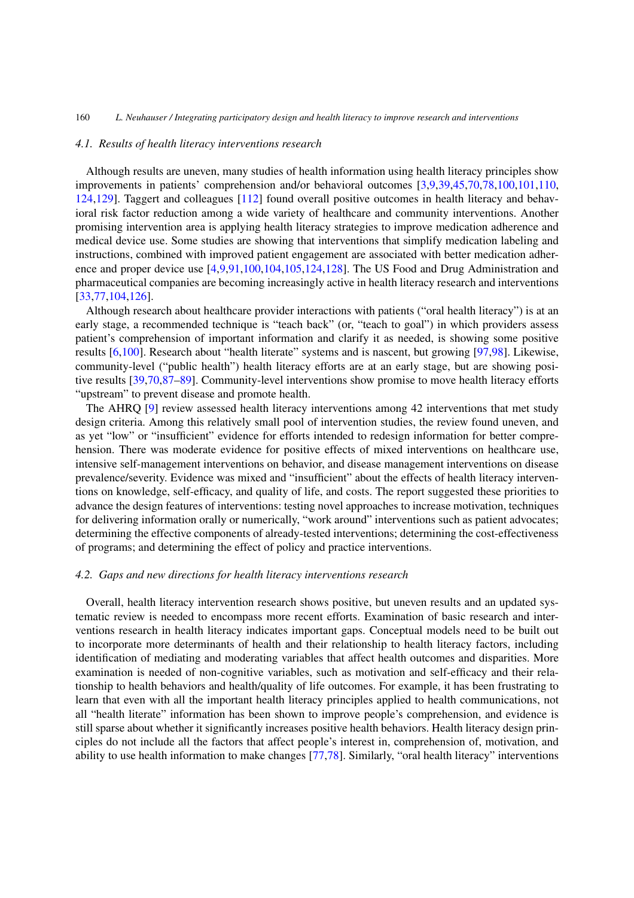### *4.1. Results of health literacy interventions research*

Although results are uneven, many studies of health information using health literacy principles show improvements in patients' comprehension and/or behavioral outcomes [3,9,39,45,70,78,100,101,110,124,129]. Taggert and colleagues [112] found overall positive outcomes in health literacy and behavioral risk factor reduction among a wide variety of healthcare and community interventions. Another promising intervention area is applying health literacy strategies to improve medication adherence and medical device use. Some studies are showing that interventions that simplify medication labeling and instructions, combined with improved patient engagement are associated with better medication adherence and proper device use [4,9,91,100,104,105,124,128]. The US Food and Drug Administration and pharmaceutical companies are becoming increasingly active in health literacy research and interventions [33,77,104,126].

Although research about healthcare provider interactions with patients ("oral health literacy") is at an early stage, a recommended technique is "teach back" (or, "teach to goal") in which providers assess patient's comprehension of important information and clarify it as needed, is showing some positive results [6,100]. Research about "health literate" systems and is nascent, but growing [97,98]. Likewise, community-level ("public health") health literacy efforts are at an early stage, but are showing positive results [39,70,87–89]. Community-level interventions show promise to move health literacy efforts "upstream" to prevent disease and promote health.

The AHRQ [9] review assessed health literacy interventions among 42 interventions that met study design criteria. Among this relatively small pool of intervention studies, the review found uneven, and as yet "low" or "insufficient" evidence for efforts intended to redesign information for better comprehension. There was moderate evidence for positive effects of mixed interventions on healthcare use, intensive self-management interventions on behavior, and disease management interventions on disease prevalence/severity. Evidence was mixed and "insufficient" about the effects of health literacy interventions on knowledge, self-efficacy, and quality of life, and costs. The report suggested these priorities to advance the design features of interventions: testing novel approaches to increase motivation, techniques for delivering information orally or numerically, "work around" interventions such as patient advocates; determining the effective components of already-tested interventions; determining the cost-effectiveness of programs; and determining the effect of policy and practice interventions.

### *4.2. Gaps and new directions for health literacy interventions research*

Overall, health literacy intervention research shows positive, but uneven results and an updated systematic review is needed to encompass more recent efforts. Examination of basic research and interventions research in health literacy indicates important gaps. Conceptual models need to be built out to incorporate more determinants of health and their relationship to health literacy factors, including identification of mediating and moderating variables that affect health outcomes and disparities. More examination is needed of non-cognitive variables, such as motivation and self-efficacy and their relationship to health behaviors and health/quality of life outcomes. For example, it has been frustrating to learn that even with all the important health literacy principles applied to health communications, not all "health literate" information has been shown to improve people's comprehension, and evidence is still sparse about whether it significantly increases positive health behaviors. Health literacy design principles do not include all the factors that affect people's interest in, comprehension of, motivation, and ability to use health information to make changes [77,78]. Similarly, "oral health literacy" interventions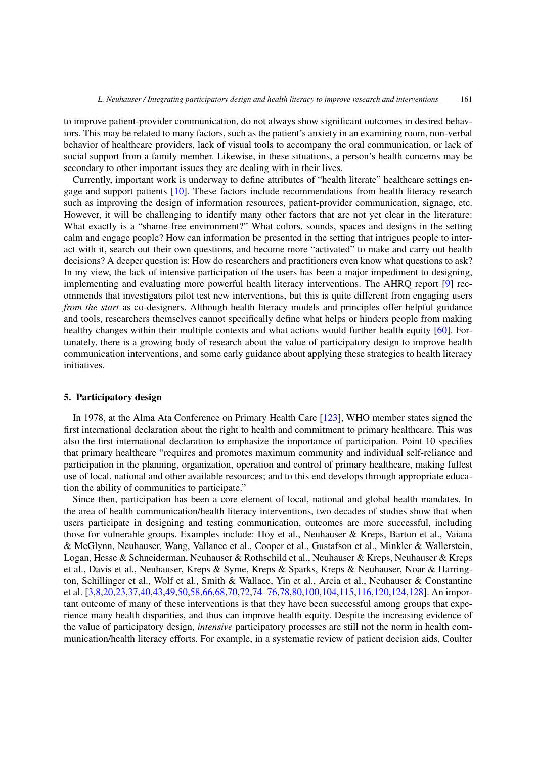to improve patient-provider communication, do not always show significant outcomes in desired behaviors. This may be related to many factors, such as the patient's anxiety in an examining room, non-verbal behavior of healthcare providers, lack of visual tools to accompany the oral communication, or lack of social support from a family member. Likewise, in these situations, a person's health concerns may be secondary to other important issues they are dealing with in their lives.

Currently, important work is underway to define attributes of "health literate" healthcare settings engage and support patients [10]. These factors include recommendations from health literacy research such as improving the design of information resources, patient-provider communication, signage, etc. However, it will be challenging to identify many other factors that are not yet clear in the literature: What exactly is a "shame-free environment?" What colors, sounds, spaces and designs in the setting calm and engage people? How can information be presented in the setting that intrigues people to interact with it, search out their own questions, and become more "activated" to make and carry out health decisions? A deeper question is: How do researchers and practitioners even know what questions to ask? In my view, the lack of intensive participation of the users has been a major impediment to designing, implementing and evaluating more powerful health literacy interventions. The AHRQ report [9] recommends that investigators pilot test new interventions, but this is quite different from engaging users *from the start* as co-designers. Although health literacy models and principles offer helpful guidance and tools, researchers themselves cannot specifically define what helps or hinders people from making healthy changes within their multiple contexts and what actions would further health equity [60]. Fortunately, there is a growing body of research about the value of participatory design to improve health communication interventions, and some early guidance about applying these strategies to health literacy initiatives.

## 5. Participatory design

In 1978, at the Alma Ata Conference on Primary Health Care [123], WHO member states signed the first international declaration about the right to health and commitment to primary healthcare. This was also the first international declaration to emphasize the importance of participation. Point 10 specifies that primary healthcare "requires and promotes maximum community and individual self-reliance and participation in the planning, organization, operation and control of primary healthcare, making fullest use of local, national and other available resources; and to this end develops through appropriate education the ability of communities to participate."

Since then, participation has been a core element of local, national and global health mandates. In the area of health communication/health literacy interventions, two decades of studies show that when users participate in designing and testing communication, outcomes are more successful, including those for vulnerable groups. Examples include: Hoy et al., Neuhauser & Kreps, Barton et al., Vaiana & McGlynn, Neuhauser, Wang, Vallance et al., Cooper et al., Gustafson et al., Minkler & Wallerstein, Logan, Hesse & Schneiderman, Neuhauser & Rothschild et al., Neuhauser & Kreps, Neuhauser & Kreps et al., Davis et al., Neuhauser, Kreps & Syme, Kreps & Sparks, Kreps & Neuhauser, Noar & Harrington, Schillinger et al., Wolf et al., Smith & Wallace, Yin et al., Arcia et al., Neuhauser & Constantine et al. [3,8,20,23,37,40,43,49,50,58,66,68,70,72,74–76,78,80,100,104,115,116,120,124,128]. An important outcome of many of these interventions is that they have been successful among groups that experience many health disparities, and thus can improve health equity. Despite the increasing evidence of the value of participatory design, *intensive* participatory processes are still not the norm in health communication/health literacy efforts. For example, in a systematic review of patient decision aids, Coulter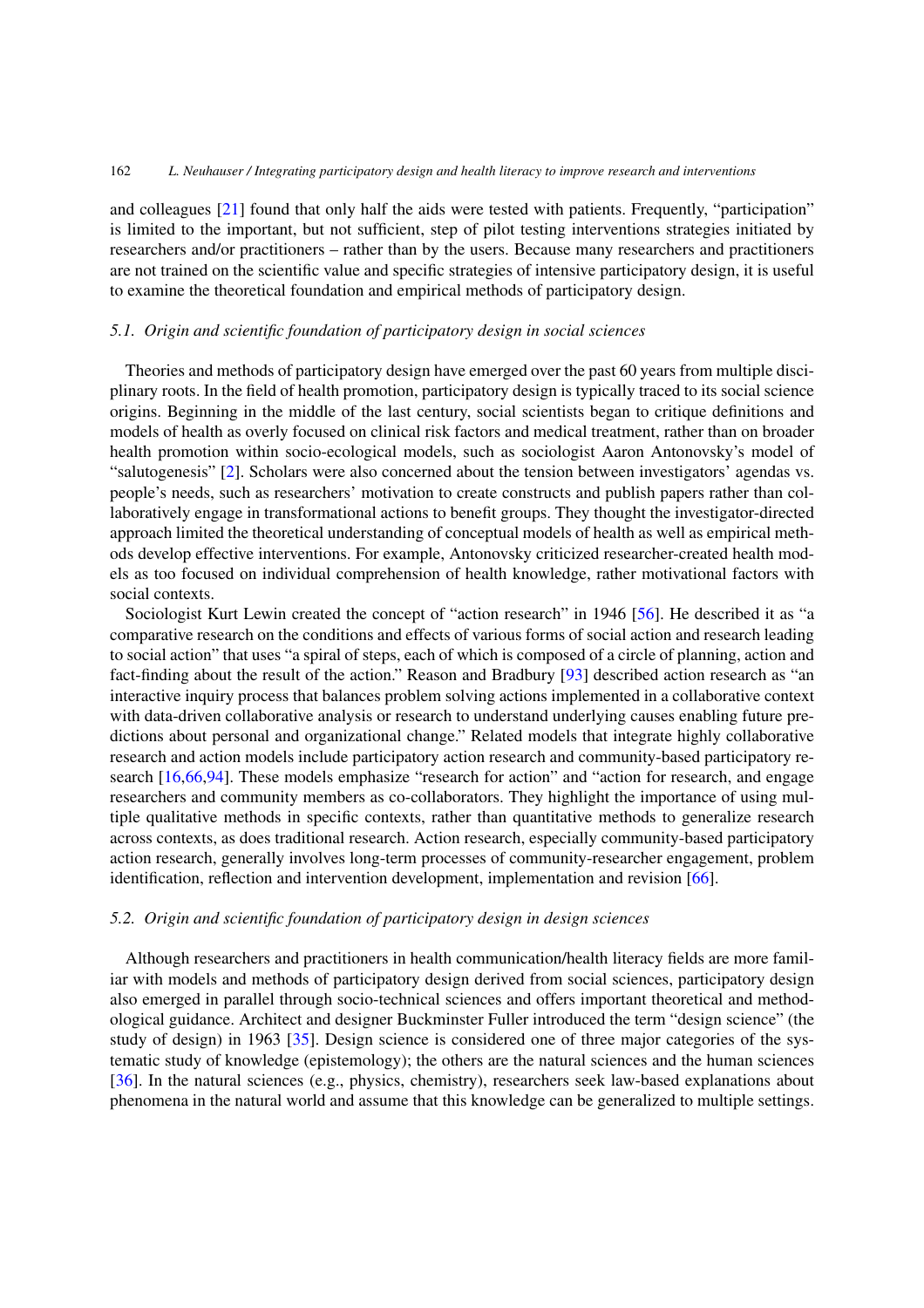and colleagues [21] found that only half the aids were tested with patients. Frequently, "participation" is limited to the important, but not sufficient, step of pilot testing interventions strategies initiated by researchers and/or practitioners – rather than by the users. Because many researchers and practitioners are not trained on the scientific value and specific strategies of intensive participatory design, it is useful to examine the theoretical foundation and empirical methods of participatory design.

### *5.1. Origin and scientific foundation of participatory design in social sciences*

Theories and methods of participatory design have emerged over the past 60 years from multiple disciplinary roots. In the field of health promotion, participatory design is typically traced to its social science origins. Beginning in the middle of the last century, social scientists began to critique definitions and models of health as overly focused on clinical risk factors and medical treatment, rather than on broader health promotion within socio-ecological models, such as sociologist Aaron Antonovsky's model of "salutogenesis" [2]. Scholars were also concerned about the tension between investigators' agendas vs. people's needs, such as researchers' motivation to create constructs and publish papers rather than collaboratively engage in transformational actions to benefit groups. They thought the investigator-directed approach limited the theoretical understanding of conceptual models of health as well as empirical methods develop effective interventions. For example, Antonovsky criticized researcher-created health models as too focused on individual comprehension of health knowledge, rather motivational factors with social contexts.

Sociologist Kurt Lewin created the concept of "action research" in 1946 [56]. He described it as "a comparative research on the conditions and effects of various forms of social action and research leading to social action" that uses "a spiral of steps, each of which is composed of a circle of planning, action and fact-finding about the result of the action." Reason and Bradbury [93] described action research as "an interactive inquiry process that balances problem solving actions implemented in a collaborative context with data-driven collaborative analysis or research to understand underlying causes enabling future predictions about personal and organizational change." Related models that integrate highly collaborative research and action models include participatory action research and community-based participatory research [16,66,94]. These models emphasize "research for action" and "action for research, and engage researchers and community members as co-collaborators. They highlight the importance of using multiple qualitative methods in specific contexts, rather than quantitative methods to generalize research across contexts, as does traditional research. Action research, especially community-based participatory action research, generally involves long-term processes of community-researcher engagement, problem identification, reflection and intervention development, implementation and revision [66].

### *5.2. Origin and scientific foundation of participatory design in design sciences*

Although researchers and practitioners in health communication/health literacy fields are more familiar with models and methods of participatory design derived from social sciences, participatory design also emerged in parallel through socio-technical sciences and offers important theoretical and methodological guidance. Architect and designer Buckminster Fuller introduced the term "design science" (the study of design) in 1963 [35]. Design science is considered one of three major categories of the systematic study of knowledge (epistemology); the others are the natural sciences and the human sciences [36]. In the natural sciences (e.g., physics, chemistry), researchers seek law-based explanations about phenomena in the natural world and assume that this knowledge can be generalized to multiple settings.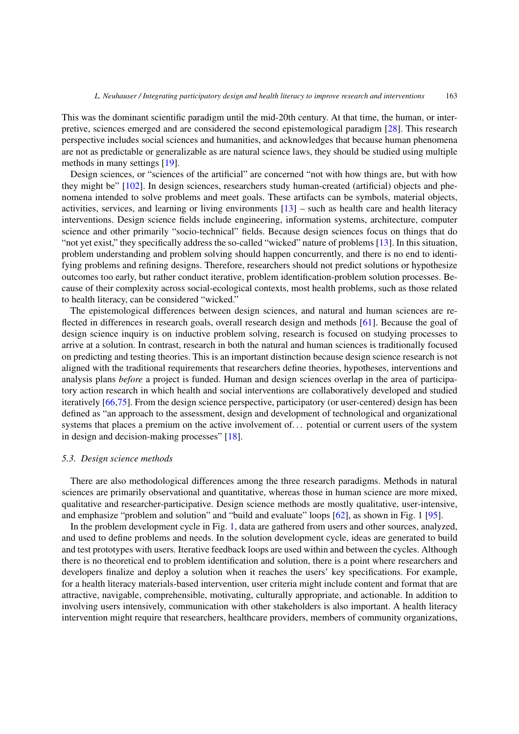This was the dominant scientific paradigm until the mid-20th century. At that time, the human, or interpretive, sciences emerged and are considered the second epistemological paradigm [28]. This research perspective includes social sciences and humanities, and acknowledges that because human phenomena are not as predictable or generalizable as are natural science laws, they should be studied using multiple methods in many settings [19].

Design sciences, or "sciences of the artificial" are concerned "not with how things are, but with how they might be" [102]. In design sciences, researchers study human-created (artificial) objects and phenomena intended to solve problems and meet goals. These artifacts can be symbols, material objects, activities, services, and learning or living environments [13] – such as health care and health literacy interventions. Design science fields include engineering, information systems, architecture, computer science and other primarily "socio-technical" fields. Because design sciences focus on things that do "not yet exist," they specifically address the so-called "wicked" nature of problems [13]. In this situation, problem understanding and problem solving should happen concurrently, and there is no end to identifying problems and refining designs. Therefore, researchers should not predict solutions or hypothesize outcomes too early, but rather conduct iterative, problem identification-problem solution processes. Because of their complexity across social-ecological contexts, most health problems, such as those related to health literacy, can be considered "wicked."

The epistemological differences between design sciences, and natural and human sciences are reflected in differences in research goals, overall research design and methods [61]. Because the goal of design science inquiry is on inductive problem solving, research is focused on studying processes to arrive at a solution. In contrast, research in both the natural and human sciences is traditionally focused on predicting and testing theories. This is an important distinction because design science research is not aligned with the traditional requirements that researchers define theories, hypotheses, interventions and analysis plans *before* a project is funded. Human and design sciences overlap in the area of participatory action research in which health and social interventions are collaboratively developed and studied iteratively [66,75]. From the design science perspective, participatory (or user-centered) design has been defined as "an approach to the assessment, design and development of technological and organizational systems that places a premium on the active involvement of… potential or current users of the system in design and decision-making processes" [18].

### 5.3. Design science methods

There are also methodological differences among the three research paradigms. Methods in natural sciences are primarily observational and quantitative, whereas those in human science are more mixed, qualitative and researcher-participative. Design science methods are mostly qualitative, user-intensive, and emphasize "problem and solution" and "build and evaluate" loops [62], as shown in Fig. 1 [95].

In the problem development cycle in Fig. 1, data are gathered from users and other sources, analyzed, and used to define problems and needs. In the solution development cycle, ideas are generated to build and test prototypes with users. Iterative feedback loops are used within and between the cycles. Although there is no theoretical end to problem identification and solution, there is a point where researchers and developers finalize and deploy a solution when it reaches the users' key specifications. For example, for a health literacy materials-based intervention, user criteria might include content and format that are attractive, navigable, comprehensible, motivating, culturally appropriate, and actionable. In addition to involving users intensively, communication with other stakeholders is also important. A health literacy intervention might require that researchers, healthcare providers, members of community organizations,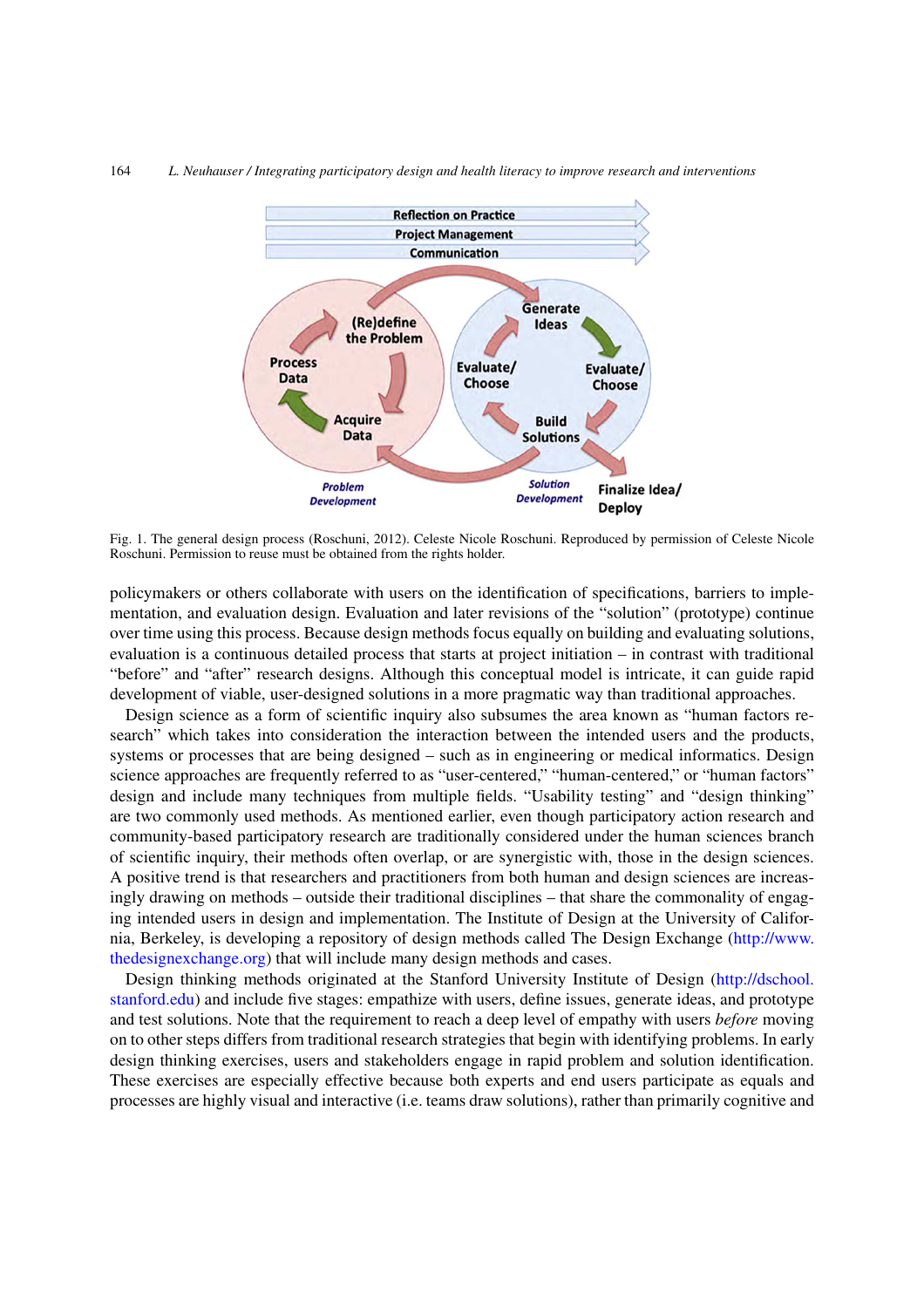Reflection on Practice

Project Management

Communication

(Re)define the Problem

Process Data

Acquire Data

Generate Ideas

Evaluate/ Choose

Evaluate/ Choose

Build Solutions

Problem Development

Solution Development

Finalize Idea/ Deploy

Fig. 1. The general design process (Roschuni, 2012). Celeste Nicole Roschuni. Reproduced by permission of Celeste Nicole Roschuni. Permission to reuse must be obtained from the rights holder.

policymakers or others collaborate with users on the identification of specifications, barriers to implementation, and evaluation design. Evaluation and later revisions of the "solution" (prototype) continue over time using this process. Because design methods focus equally on building and evaluating solutions, evaluation is a continuous detailed process that starts at project initiation – in contrast with traditional "before" and "after" research designs. Although this conceptual model is intricate, it can guide rapid development of viable, user-designed solutions in a more pragmatic way than traditional approaches.

Design science as a form of scientific inquiry also subsumes the area known as "human factors research" which takes into consideration the interaction between the intended users and the products, systems or processes that are being designed – such as in engineering or medical informatics. Design science approaches are frequently referred to as "user-centered," "human-centered," or "human factors" design and include many techniques from multiple fields. "Usability testing" and "design thinking" are two commonly used methods. As mentioned earlier, even though participatory action research and community-based participatory research are traditionally considered under the human sciences branch of scientific inquiry, their methods often overlap, or are synergistic with, those in the design sciences. A positive trend is that researchers and practitioners from both human and design sciences are increasingly drawing on methods – outside their traditional disciplines – that share the commonality of engaging intended users in design and implementation. The Institute of Design at the University of California, Berkeley, is developing a repository of design methods called The Design Exchange (http://www.thedesignexchange.org) that will include many design methods and cases.

Design thinking methods originated at the Stanford University Institute of Design (http://dschool.stanford.edu) and include five stages: empathize with users, define issues, generate ideas, and prototype and test solutions. Note that the requirement to reach a deep level of empathy with users *before* moving on to other steps differs from traditional research strategies that begin with identifying problems. In early design thinking exercises, users and stakeholders engage in rapid problem and solution identification. These exercises are especially effective because both experts and end users participate as equals and processes are highly visual and interactive (i.e. teams draw solutions), rather than primarily cognitive and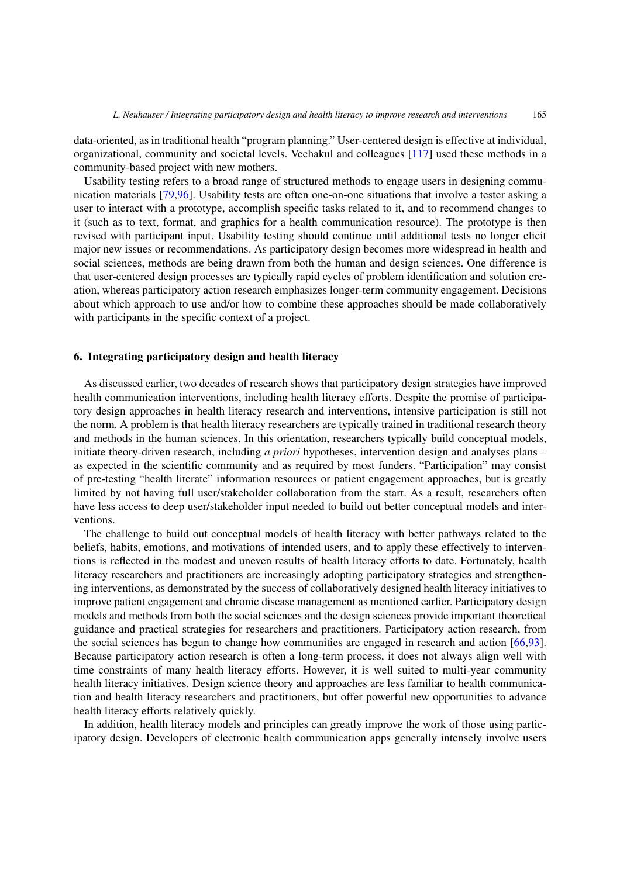data-oriented, as in traditional health "program planning." User-centered design is effective at individual, organizational, community and societal levels. Vechakul and colleagues [117] used these methods in a community-based project with new mothers.

Usability testing refers to a broad range of structured methods to engage users in designing communication materials [79,96]. Usability tests are often one-on-one situations that involve a tester asking a user to interact with a prototype, accomplish specific tasks related to it, and to recommend changes to it (such as to text, format, and graphics for a health communication resource). The prototype is then revised with participant input. Usability testing should continue until additional tests no longer elicit major new issues or recommendations. As participatory design becomes more widespread in health and social sciences, methods are being drawn from both the human and design sciences. One difference is that user-centered design processes are typically rapid cycles of problem identification and solution creation, whereas participatory action research emphasizes longer-term community engagement. Decisions about which approach to use and/or how to combine these approaches should be made collaboratively with participants in the specific context of a project.

## 6. Integrating participatory design and health literacy

As discussed earlier, two decades of research shows that participatory design strategies have improved health communication interventions, including health literacy efforts. Despite the promise of participatory design approaches in health literacy research and interventions, intensive participation is still not the norm. A problem is that health literacy researchers are typically trained in traditional research theory and methods in the human sciences. In this orientation, researchers typically build conceptual models, initiate theory-driven research, including *a priori* hypotheses, intervention design and analyses plans – as expected in the scientific community and as required by most funders. "Participation" may consist of pre-testing "health literate" information resources or patient engagement approaches, but is greatly limited by not having full user/stakeholder collaboration from the start. As a result, researchers often have less access to deep user/stakeholder input needed to build out better conceptual models and interventions.

The challenge to build out conceptual models of health literacy with better pathways related to the beliefs, habits, emotions, and motivations of intended users, and to apply these effectively to interventions is reflected in the modest and uneven results of health literacy efforts to date. Fortunately, health literacy researchers and practitioners are increasingly adopting participatory strategies and strengthening interventions, as demonstrated by the success of collaboratively designed health literacy initiatives to improve patient engagement and chronic disease management as mentioned earlier. Participatory design models and methods from both the social sciences and the design sciences provide important theoretical guidance and practical strategies for researchers and practitioners. Participatory action research, from the social sciences has begun to change how communities are engaged in research and action [66,93]. Because participatory action research is often a long-term process, it does not always align well with time constraints of many health literacy efforts. However, it is well suited to multi-year community health literacy initiatives. Design science theory and approaches are less familiar to health communication and health literacy researchers and practitioners, but offer powerful new opportunities to advance health literacy efforts relatively quickly.

In addition, health literacy models and principles can greatly improve the work of those using participatory design. Developers of electronic health communication apps generally intensely involve users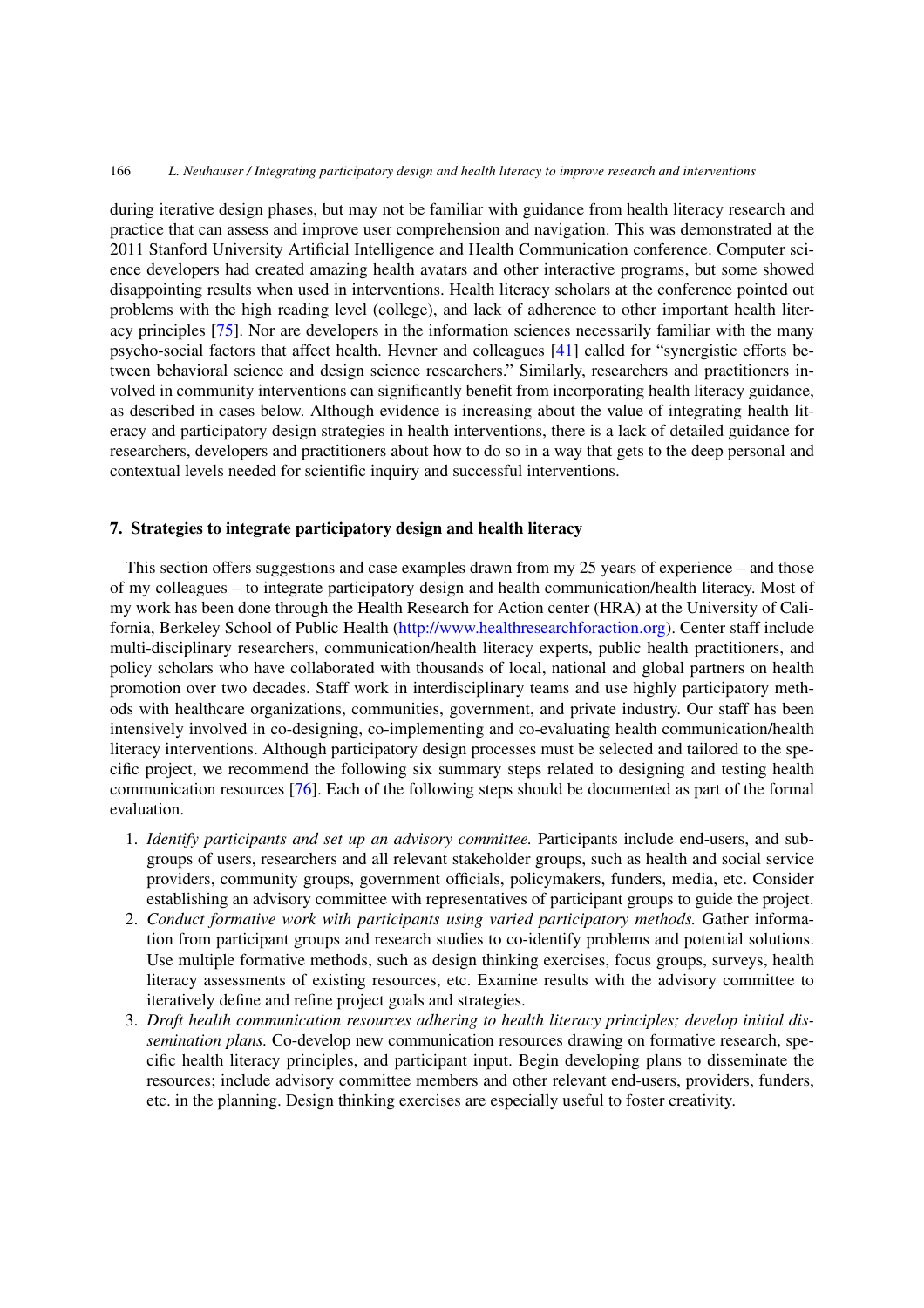during iterative design phases, but may not be familiar with guidance from health literacy research and practice that can assess and improve user comprehension and navigation. This was demonstrated at the 2011 Stanford University Artificial Intelligence and Health Communication conference. Computer science developers had created amazing health avatars and other interactive programs, but some showed disappointing results when used in interventions. Health literacy scholars at the conference pointed out problems with the high reading level (college), and lack of adherence to other important health literacy principles [75]. Nor are developers in the information sciences necessarily familiar with the many psycho-social factors that affect health. Hevner and colleagues [41] called for "synergistic efforts between behavioral science and design science researchers." Similarly, researchers and practitioners involved in community interventions can significantly benefit from incorporating health literacy guidance, as described in cases below. Although evidence is increasing about the value of integrating health literacy and participatory design strategies in health interventions, there is a lack of detailed guidance for researchers, developers and practitioners about how to do so in a way that gets to the deep personal and contextual levels needed for scientific inquiry and successful interventions.

## 7. Strategies to integrate participatory design and health literacy

This section offers suggestions and case examples drawn from my 25 years of experience – and those of my colleagues – to integrate participatory design and health communication/health literacy. Most of my work has been done through the Health Research for Action center (HRA) at the University of California, Berkeley School of Public Health (http://www.healthresearchforaction.org). Center staff include multi-disciplinary researchers, communication/health literacy experts, public health practitioners, and policy scholars who have collaborated with thousands of local, national and global partners on health promotion over two decades. Staff work in interdisciplinary teams and use highly participatory methods with healthcare organizations, communities, government, and private industry. Our staff has been intensively involved in co-designing, co-implementing and co-evaluating health communication/health literacy interventions. Although participatory design processes must be selected and tailored to the specific project, we recommend the following six summary steps related to designing and testing health communication resources [76]. Each of the following steps should be documented as part of the formal evaluation.

1. *Identify participants and set up an advisory committee.* Participants include end-users, and subgroups of users, researchers and all relevant stakeholder groups, such as health and social service providers, community groups, government officials, policymakers, funders, media, etc. Consider establishing an advisory committee with representatives of participant groups to guide the project.
2. *Conduct formative work with participants using varied participatory methods.* Gather information from participant groups and research studies to co-identify problems and potential solutions. Use multiple formative methods, such as design thinking exercises, focus groups, surveys, health literacy assessments of existing resources, etc. Examine results with the advisory committee to iteratively define and refine project goals and strategies.
3. *Draft health communication resources adhering to health literacy principles; develop initial dissemination plans.* Co-develop new communication resources drawing on formative research, specific health literacy principles, and participant input. Begin developing plans to disseminate the resources; include advisory committee members and other relevant end-users, providers, funders, etc. in the planning. Design thinking exercises are especially useful to foster creativity.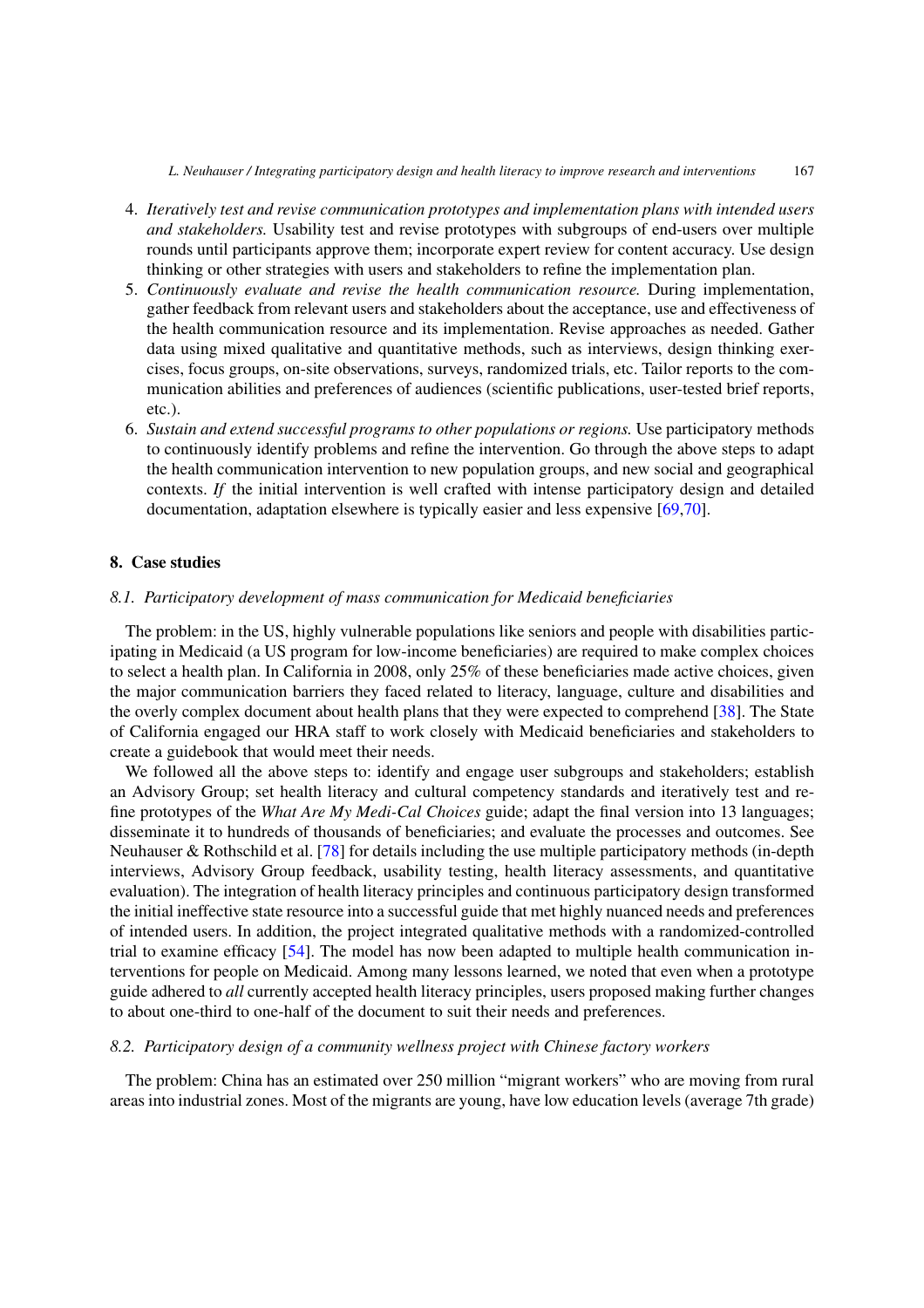4. *Iteratively test and revise communication prototypes and implementation plans with intended users and stakeholders.* Usability test and revise prototypes with subgroups of end-users over multiple rounds until participants approve them; incorporate expert review for content accuracy. Use design thinking or other strategies with users and stakeholders to refine the implementation plan.
5. *Continuously evaluate and revise the health communication resource.* During implementation, gather feedback from relevant users and stakeholders about the acceptance, use and effectiveness of the health communication resource and its implementation. Revise approaches as needed. Gather data using mixed qualitative and quantitative methods, such as interviews, design thinking exercises, focus groups, on-site observations, surveys, randomized trials, etc. Tailor reports to the communication abilities and preferences of audiences (scientific publications, user-tested brief reports, etc.).
6. *Sustain and extend successful programs to other populations or regions.* Use participatory methods to continuously identify problems and refine the intervention. Go through the above steps to adapt the health communication intervention to new population groups, and new social and geographical contexts. *If* the initial intervention is well crafted with intense participatory design and detailed documentation, adaptation elsewhere is typically easier and less expensive [69,70].

## 8. Case studies

### 8.1. Participatory development of mass communication for Medicaid beneficiaries

The problem: in the US, highly vulnerable populations like seniors and people with disabilities participating in Medicaid (a US program for low-income beneficiaries) are required to make complex choices to select a health plan. In California in 2008, only 25% of these beneficiaries made active choices, given the major communication barriers they faced related to literacy, language, culture and disabilities and the overly complex document about health plans that they were expected to comprehend [38]. The State of California engaged our HRA staff to work closely with Medicaid beneficiaries and stakeholders to create a guidebook that would meet their needs.

We followed all the above steps to: identify and engage user subgroups and stakeholders; establish an Advisory Group; set health literacy and cultural competency standards and iteratively test and refine prototypes of the *What Are My Medi-Cal Choices* guide; adapt the final version into 13 languages; disseminate it to hundreds of thousands of beneficiaries; and evaluate the processes and outcomes. See Neuhauser & Rothschild et al. [78] for details including the use multiple participatory methods (in-depth interviews, Advisory Group feedback, usability testing, health literacy assessments, and quantitative evaluation). The integration of health literacy principles and continuous participatory design transformed the initial ineffective state resource into a successful guide that met highly nuanced needs and preferences of intended users. In addition, the project integrated qualitative methods with a randomized-controlled trial to examine efficacy [54]. The model has now been adapted to multiple health communication interventions for people on Medicaid. Among many lessons learned, we noted that even when a prototype guide adhered to *all* currently accepted health literacy principles, users proposed making further changes to about one-third to one-half of the document to suit their needs and preferences.

### 8.2. Participatory design of a community wellness project with Chinese factory workers

The problem: China has an estimated over 250 million "migrant workers" who are moving from rural areas into industrial zones. Most of the migrants are young, have low education levels (average 7th grade)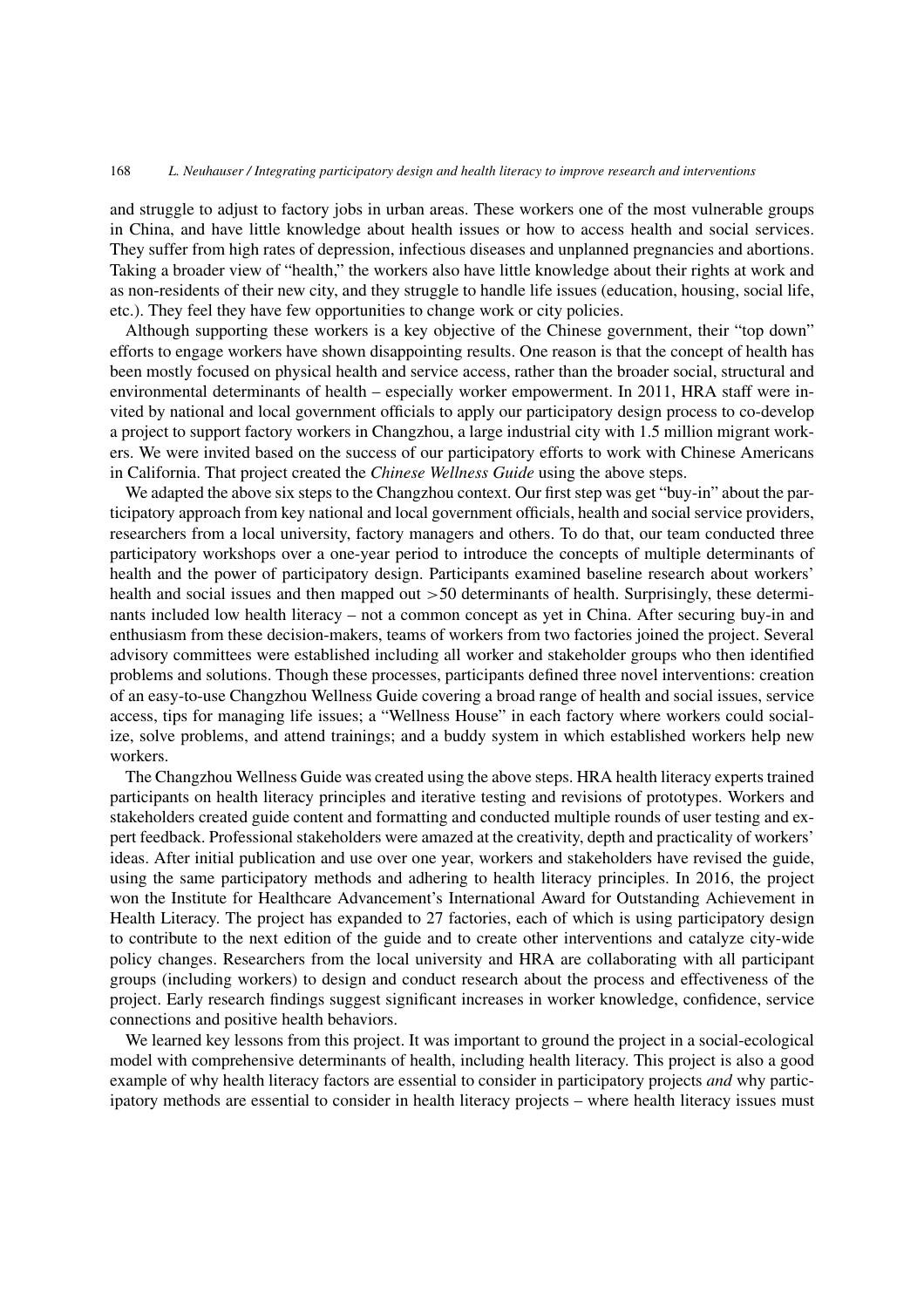and struggle to adjust to factory jobs in urban areas. These workers one of the most vulnerable groups in China, and have little knowledge about health issues or how to access health and social services. They suffer from high rates of depression, infectious diseases and unplanned pregnancies and abortions. Taking a broader view of "health," the workers also have little knowledge about their rights at work and as non-residents of their new city, and they struggle to handle life issues (education, housing, social life, etc.). They feel they have few opportunities to change work or city policies.

Although supporting these workers is a key objective of the Chinese government, their "top down" efforts to engage workers have shown disappointing results. One reason is that the concept of health has been mostly focused on physical health and service access, rather than the broader social, structural and environmental determinants of health – especially worker empowerment. In 2011, HRA staff were invited by national and local government officials to apply our participatory design process to co-develop a project to support factory workers in Changzhou, a large industrial city with 1.5 million migrant workers. We were invited based on the success of our participatory efforts to work with Chinese Americans in California. That project created the *Chinese Wellness Guide* using the above steps.

We adapted the above six steps to the Changzhou context. Our first step was get "buy-in" about the participatory approach from key national and local government officials, health and social service providers, researchers from a local university, factory managers and others. To do that, our team conducted three participatory workshops over a one-year period to introduce the concepts of multiple determinants of health and the power of participatory design. Participants examined baseline research about workers' health and social issues and then mapped out >50 determinants of health. Surprisingly, these determinants included low health literacy – not a common concept as yet in China. After securing buy-in and enthusiasm from these decision-makers, teams of workers from two factories joined the project. Several advisory committees were established including all worker and stakeholder groups who then identified problems and solutions. Though these processes, participants defined three novel interventions: creation of an easy-to-use Changzhou Wellness Guide covering a broad range of health and social issues, service access, tips for managing life issues; a "Wellness House" in each factory where workers could socialize, solve problems, and attend trainings; and a buddy system in which established workers help new workers.

The Changzhou Wellness Guide was created using the above steps. HRA health literacy experts trained participants on health literacy principles and iterative testing and revisions of prototypes. Workers and stakeholders created guide content and formatting and conducted multiple rounds of user testing and expert feedback. Professional stakeholders were amazed at the creativity, depth and practicality of workers' ideas. After initial publication and use over one year, workers and stakeholders have revised the guide, using the same participatory methods and adhering to health literacy principles. In 2016, the project won the Institute for Healthcare Advancement's International Award for Outstanding Achievement in Health Literacy. The project has expanded to 27 factories, each of which is using participatory design to contribute to the next edition of the guide and to create other interventions and catalyze city-wide policy changes. Researchers from the local university and HRA are collaborating with all participant groups (including workers) to design and conduct research about the process and effectiveness of the project. Early research findings suggest significant increases in worker knowledge, confidence, service connections and positive health behaviors.

We learned key lessons from this project. It was important to ground the project in a social-ecological model with comprehensive determinants of health, including health literacy. This project is also a good example of why health literacy factors are essential to consider in participatory projects *and* why participatory methods are essential to consider in health literacy projects – where health literacy issues must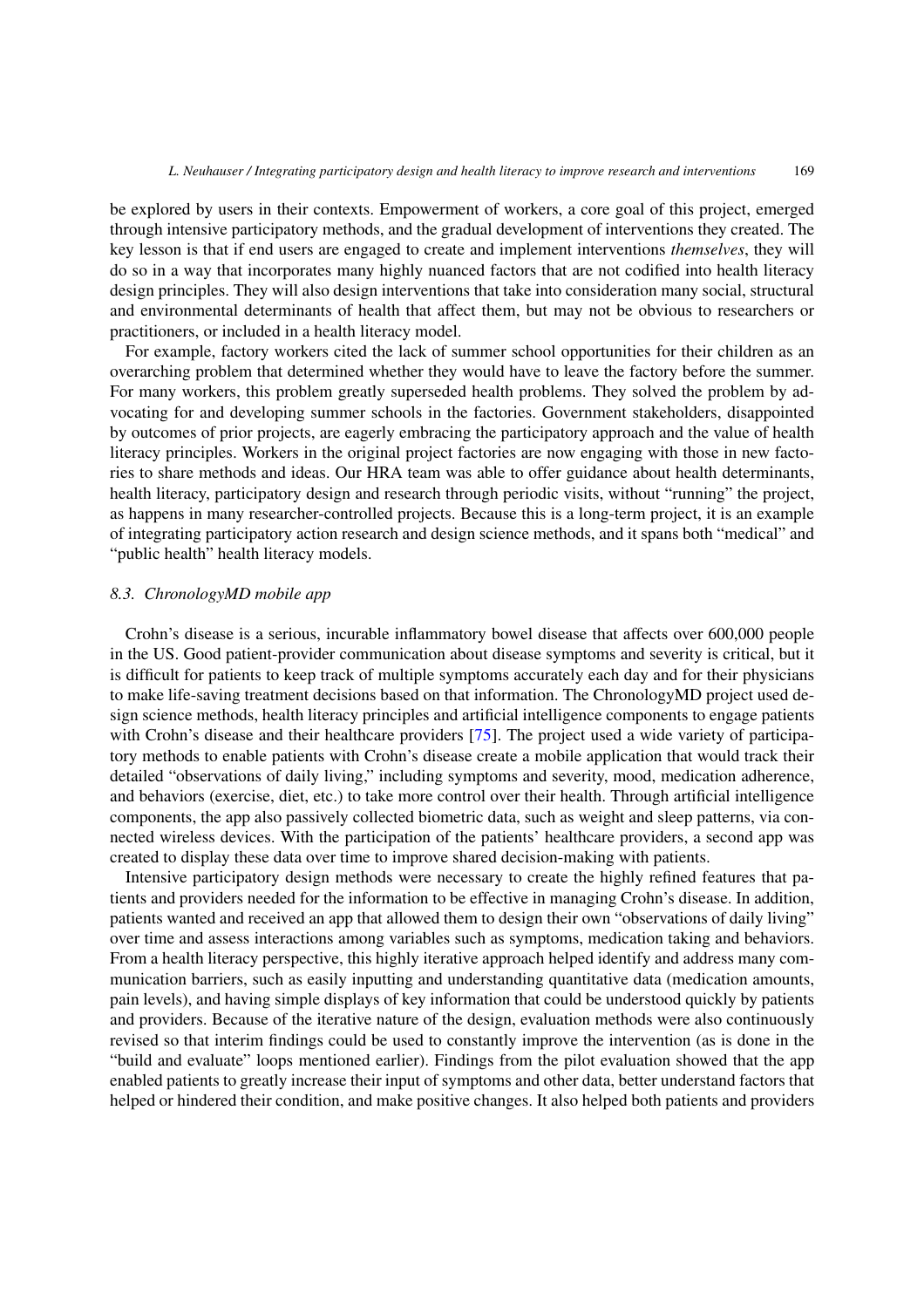be explored by users in their contexts. Empowerment of workers, a core goal of this project, emerged through intensive participatory methods, and the gradual development of interventions they created. The key lesson is that if end users are engaged to create and implement interventions *themselves*, they will do so in a way that incorporates many highly nuanced factors that are not codified into health literacy design principles. They will also design interventions that take into consideration many social, structural and environmental determinants of health that affect them, but may not be obvious to researchers or practitioners, or included in a health literacy model.

For example, factory workers cited the lack of summer school opportunities for their children as an overarching problem that determined whether they would have to leave the factory before the summer. For many workers, this problem greatly superseded health problems. They solved the problem by advocating for and developing summer schools in the factories. Government stakeholders, disappointed by outcomes of prior projects, are eagerly embracing the participatory approach and the value of health literacy principles. Workers in the original project factories are now engaging with those in new factories to share methods and ideas. Our HRA team was able to offer guidance about health determinants, health literacy, participatory design and research through periodic visits, without "running" the project, as happens in many researcher-controlled projects. Because this is a long-term project, it is an example of integrating participatory action research and design science methods, and it spans both "medical" and "public health" health literacy models.

### *8.3. ChronologyMD mobile app*

Crohn's disease is a serious, incurable inflammatory bowel disease that affects over 600,000 people in the US. Good patient-provider communication about disease symptoms and severity is critical, but it is difficult for patients to keep track of multiple symptoms accurately each day and for their physicians to make life-saving treatment decisions based on that information. The ChronologyMD project used design science methods, health literacy principles and artificial intelligence components to engage patients with Crohn's disease and their healthcare providers [75]. The project used a wide variety of participatory methods to enable patients with Crohn's disease create a mobile application that would track their detailed "observations of daily living," including symptoms and severity, mood, medication adherence, and behaviors (exercise, diet, etc.) to take more control over their health. Through artificial intelligence components, the app also passively collected biometric data, such as weight and sleep patterns, via connected wireless devices. With the participation of the patients' healthcare providers, a second app was created to display these data over time to improve shared decision-making with patients.

Intensive participatory design methods were necessary to create the highly refined features that patients and providers needed for the information to be effective in managing Crohn's disease. In addition, patients wanted and received an app that allowed them to design their own "observations of daily living" over time and assess interactions among variables such as symptoms, medication taking and behaviors. From a health literacy perspective, this highly iterative approach helped identify and address many communication barriers, such as easily inputting and understanding quantitative data (medication amounts, pain levels), and having simple displays of key information that could be understood quickly by patients and providers. Because of the iterative nature of the design, evaluation methods were also continuously revised so that interim findings could be used to constantly improve the intervention (as is done in the "build and evaluate" loops mentioned earlier). Findings from the pilot evaluation showed that the app enabled patients to greatly increase their input of symptoms and other data, better understand factors that helped or hindered their condition, and make positive changes. It also helped both patients and providers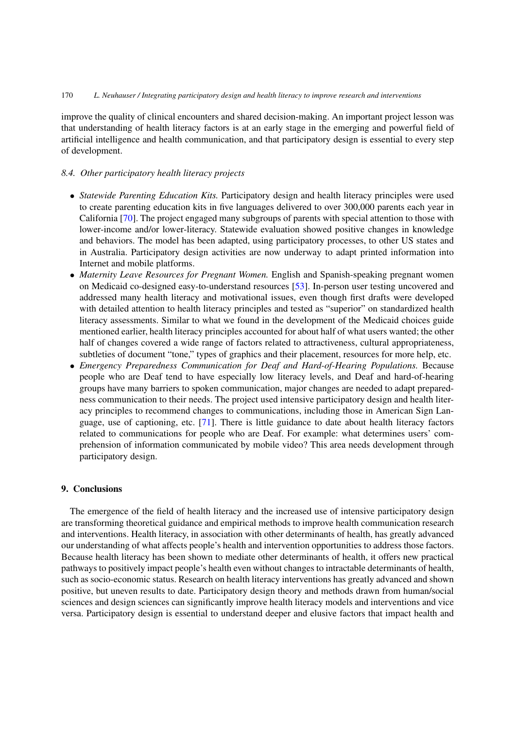improve the quality of clinical encounters and shared decision-making. An important project lesson was that understanding of health literacy factors is at an early stage in the emerging and powerful field of artificial intelligence and health communication, and that participatory design is essential to every step of development.

### *8.4. Other participatory health literacy projects*

- *Statewide Parenting Education Kits.* Participatory design and health literacy principles were used to create parenting education kits in five languages delivered to over 300,000 parents each year in California [70]. The project engaged many subgroups of parents with special attention to those with lower-income and/or lower-literacy. Statewide evaluation showed positive changes in knowledge and behaviors. The model has been adapted, using participatory processes, to other US states and in Australia. Participatory design activities are now underway to adapt printed information into Internet and mobile platforms.
- *Maternity Leave Resources for Pregnant Women.* English and Spanish-speaking pregnant women on Medicaid co-designed easy-to-understand resources [53]. In-person user testing uncovered and addressed many health literacy and motivational issues, even though first drafts were developed with detailed attention to health literacy principles and tested as "superior" on standardized health literacy assessments. Similar to what we found in the development of the Medicaid choices guide mentioned earlier, health literacy principles accounted for about half of what users wanted; the other half of changes covered a wide range of factors related to attractiveness, cultural appropriateness, subtleties of document "tone," types of graphics and their placement, resources for more help, etc.
- *Emergency Preparedness Communication for Deaf and Hard-of-Hearing Populations.* Because people who are Deaf tend to have especially low literacy levels, and Deaf and hard-of-hearing groups have many barriers to spoken communication, major changes are needed to adapt preparedness communication to their needs. The project used intensive participatory design and health literacy principles to recommend changes to communications, including those in American Sign Language, use of captioning, etc. [71]. There is little guidance to date about health literacy factors related to communications for people who are Deaf. For example: what determines users' comprehension of information communicated by mobile video? This area needs development through participatory design.

## 9. Conclusions

The emergence of the field of health literacy and the increased use of intensive participatory design are transforming theoretical guidance and empirical methods to improve health communication research and interventions. Health literacy, in association with other determinants of health, has greatly advanced our understanding of what affects people's health and intervention opportunities to address those factors. Because health literacy has been shown to mediate other determinants of health, it offers new practical pathways to positively impact people's health even without changes to intractable determinants of health, such as socio-economic status. Research on health literacy interventions has greatly advanced and shown positive, but uneven results to date. Participatory design theory and methods drawn from human/social sciences and design sciences can significantly improve health literacy models and interventions and vice versa. Participatory design is essential to understand deeper and elusive factors that impact health and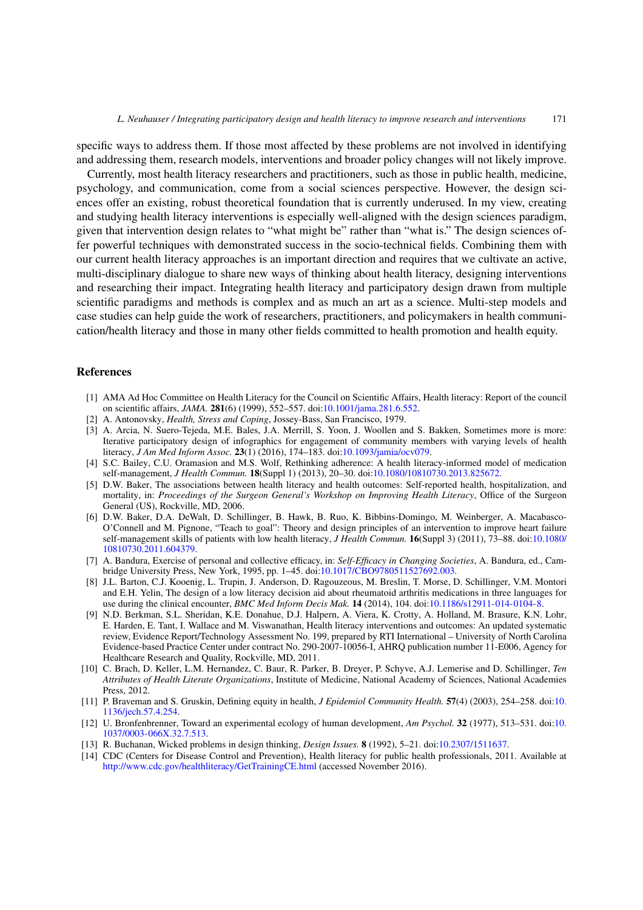specific ways to address them. If those most affected by these problems are not involved in identifying and addressing them, research models, interventions and broader policy changes will not likely improve.

Currently, most health literacy researchers and practitioners, such as those in public health, medicine, psychology, and communication, come from a social sciences perspective. However, the design sciences offer an existing, robust theoretical foundation that is currently underused. In my view, creating and studying health literacy interventions is especially well-aligned with the design sciences paradigm, given that intervention design relates to "what might be" rather than "what is." The design sciences offer powerful techniques with demonstrated success in the socio-technical fields. Combining them with our current health literacy approaches is an important direction and requires that we cultivate an active, multi-disciplinary dialogue to share new ways of thinking about health literacy, designing interventions and researching their impact. Integrating health literacy and participatory design drawn from multiple scientific paradigms and methods is complex and as much an art as a science. Multi-step models and case studies can help guide the work of researchers, practitioners, and policymakers in health communication/health literacy and those in many other fields committed to health promotion and health equity.

## References

[1] AMA Ad Hoc Committee on Health Literacy for the Council on Scientific Affairs, Health literacy: Report of the council on scientific affairs, *JAMA.* **281**(6) (1999), 552–557. doi:10.1001/jama.281.6.552.

[2] A. Antonovsky, *Health, Stress and Coping*, Jossey-Bass, San Francisco, 1979.

[3] A. Arcia, N. Suero-Tejeda, M.E. Bales, J.A. Merrill, S. Yoon, J. Woollen and S. Bakken, Sometimes more is more: Iterative participatory design of infographics for engagement of community members with varying levels of health literacy, *J Am Med Inform Assoc.* **23**(1) (2016), 174–183. doi:10.1093/jamia/ocv079.

[4] S.C. Bailey, C.U. Oramasion and M.S. Wolf, Rethinking adherence: A health literacy-informed model of medication self-management, *J Health Commun.* **18**(Suppl 1) (2013), 20–30. doi:10.1080/10810730.2013.825672.

[5] D.W. Baker, The associations between health literacy and health outcomes: Self-reported health, hospitalization, and mortality, in: *Proceedings of the Surgeon General's Workshop on Improving Health Literacy*, Office of the Surgeon General (US), Rockville, MD, 2006.

[6] D.W. Baker, D.A. DeWalt, D. Schillinger, B. Hawk, B. Ruo, K. Bibbins-Domingo, M. Weinberger, A. Macabasco-O'Connell and M. Pignone, "Teach to goal": Theory and design principles of an intervention to improve heart failure self-management skills of patients with low health literacy, *J Health Commun.* **16**(Suppl 3) (2011), 73–88. doi:10.1080/10810730.2011.604379.

[7] A. Bandura, Exercise of personal and collective efficacy, in: *Self-Efficacy in Changing Societies*, A. Bandura, ed., Cambridge University Press, New York, 1995, pp. 1–45. doi:10.1017/CBO9780511527692.003.

[8] J.L. Barton, C.J. Kooenig, L. Trupin, J. Anderson, D. Ragouzeous, M. Breslin, T. Morse, D. Schillinger, V.M. Montori and E.H. Yelin, The design of a low literacy decision aid about rheumatoid arthritis medications in three languages for use during the clinical encounter, *BMC Med Inform Decis Mak.* **14** (2014), 104. doi:10.1186/s12911-014-0104-8.

[9] N.D. Berkman, S.L. Sheridan, K.E. Donahue, D.J. Halpern, A. Viera, K. Crotty, A. Holland, M. Brasure, K.N. Lohr, E. Harden, E. Tant, I. Wallace and M. Viswanathan, Health literacy interventions and outcomes: An updated systematic review, Evidence Report/Technology Assessment No. 199, prepared by RTI International – University of North Carolina Evidence-based Practice Center under contract No. 290-2007-10056-I, AHRQ publication number 11-E006, Agency for Healthcare Research and Quality, Rockville, MD, 2011.

[10] C. Brach, D. Keller, L.M. Hernandez, C. Baur, R. Parker, B. Dreyer, P. Schyve, A.J. Lemerise and D. Schillinger, *Ten Attributes of Health Literate Organizations*, Institute of Medicine, National Academy of Sciences, National Academies Press, 2012.

[11] P. Braveman and S. Gruskin, Defining equity in health, *J Epidemiol Community Health.* **57**(4) (2003), 254–258. doi:10.1136/jech.57.4.254.

[12] U. Bronfenbrenner, Toward an experimental ecology of human development, *Am Psychol.* **32** (1977), 513–531. doi:10.1037/0003-066X.32.7.513.

[13] R. Buchanan, Wicked problems in design thinking, *Design Issues.* **8** (1992), 5–21. doi:10.2307/1511637.

[14] CDC (Centers for Disease Control and Prevention), Health literacy for public health professionals, 2011. Available at http://www.cdc.gov/healthliteracy/GetTrainingCE.html (accessed November 2016).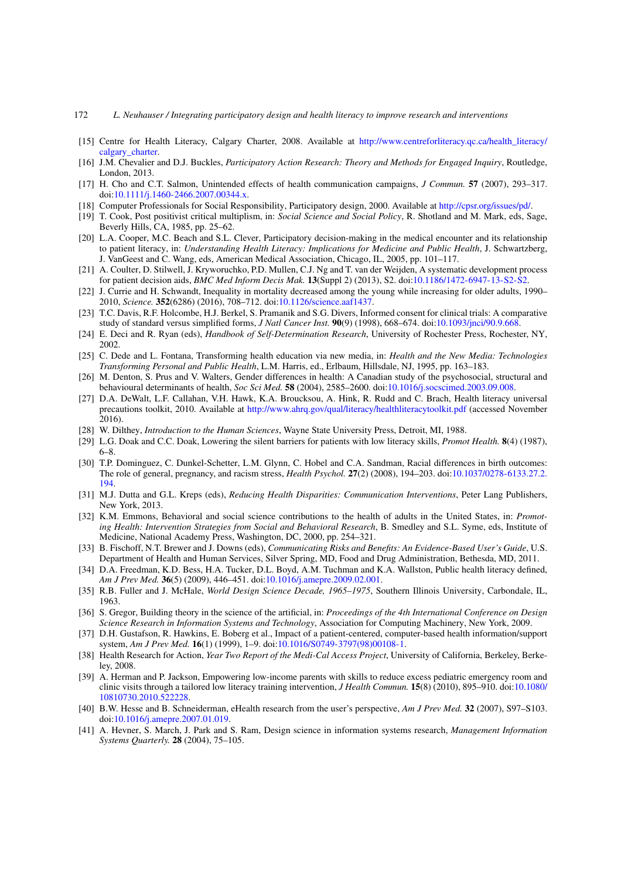[15] Centre for Health Literacy, Calgary Charter, 2008. Available at http://www.centreforliteracy.qc.ca/health_literacy/calgary_charter.

[16] J.M. Chevalier and D.J. Buckles, *Participatory Action Research: Theory and Methods for Engaged Inquiry*, Routledge, London, 2013.

[17] H. Cho and C.T. Salmon, Unintended effects of health communication campaigns, *J Commun.* **57** (2007), 293–317. doi:10.1111/j.1460-2466.2007.00344.x.

[18] Computer Professionals for Social Responsibility, Participatory design, 2000. Available at http://cpsr.org/issues/pd/.

[19] T. Cook, Post positivist critical multiplism, in: *Social Science and Social Policy*, R. Shotland and M. Mark, eds, Sage, Beverly Hills, CA, 1985, pp. 25–62.

[20] L.A. Cooper, M.C. Beach and S.L. Clever, Participatory decision-making in the medical encounter and its relationship to patient literacy, in: *Understanding Health Literacy: Implications for Medicine and Public Health*, J. Schwartzberg, J. VanGeest and C. Wang, eds, American Medical Association, Chicago, IL, 2005, pp. 101–117.

[21] A. Coulter, D. Stilwell, J. Kryworuchko, P.D. Mullen, C.J. Ng and T. van der Weijden, A systematic development process for patient decision aids, *BMC Med Inform Decis Mak.* **13**(Suppl 2) (2013), S2. doi:10.1186/1472-6947-13-S2-S2.

[22] J. Currie and H. Schwandt, Inequality in mortality decreased among the young while increasing for older adults, 1990–2010, *Science.* **352**(6286) (2016), 708–712. doi:10.1126/science.aaf1437.

[23] T.C. Davis, R.F. Holcombe, H.J. Berkel, S. Pramanik and S.G. Divers, Informed consent for clinical trials: A comparative study of standard versus simplified forms, *J Natl Cancer Inst.* **90**(9) (1998), 668–674. doi:10.1093/jnci/90.9.668.

[24] E. Deci and R. Ryan (eds), *Handbook of Self-Determination Research*, University of Rochester Press, Rochester, NY, 2002.

[25] C. Dede and L. Fontana, Transforming health education via new media, in: *Health and the New Media: Technologies Transforming Personal and Public Health*, L.M. Harris, ed., Erlbaum, Hillsdale, NJ, 1995, pp. 163–183.

[26] M. Denton, S. Prus and V. Walters, Gender differences in health: A Canadian study of the psychosocial, structural and behavioural determinants of health, *Soc Sci Med.* **58** (2004), 2585–2600. doi:10.1016/j.socscimed.2003.09.008.

[27] D.A. DeWalt, L.F. Callahan, V.H. Hawk, K.A. Broucksou, A. Hink, R. Rudd and C. Brach, Health literacy universal precautions toolkit, 2010. Available at http://www.ahrq.gov/qual/literacy/healthliteracytoolkit.pdf (accessed November 2016).

[28] W. Dilthey, *Introduction to the Human Sciences*, Wayne State University Press, Detroit, MI, 1988.

[29] L.G. Doak and C.C. Doak, Lowering the silent barriers for patients with low literacy skills, *Promot Health.* **8**(4) (1987), 6–8.

[30] T.P. Dominguez, C. Dunkel-Schetter, L.M. Glynn, C. Hobel and C.A. Sandman, Racial differences in birth outcomes: The role of general, pregnancy, and racism stress, *Health Psychol.* **27**(2) (2008), 194–203. doi:10.1037/0278-6133.27.2.194.

[31] M.J. Dutta and G.L. Kreps (eds), *Reducing Health Disparities: Communication Interventions*, Peter Lang Publishers, New York, 2013.

[32] K.M. Emmons, Behavioral and social science contributions to the health of adults in the United States, in: *Promoting Health: Intervention Strategies from Social and Behavioral Research*, B. Smedley and S.L. Syme, eds, Institute of Medicine, National Academy Press, Washington, DC, 2000, pp. 254–321.

[33] B. Fischoff, N.T. Brewer and J. Downs (eds), *Communicating Risks and Benefits: An Evidence-Based User's Guide*, U.S. Department of Health and Human Services, Silver Spring, MD, Food and Drug Administration, Bethesda, MD, 2011.

[34] D.A. Freedman, K.D. Bess, H.A. Tucker, D.L. Boyd, A.M. Tuchman and K.A. Wallston, Public health literacy defined, *Am J Prev Med.* **36**(5) (2009), 446–451. doi:10.1016/j.amepre.2009.02.001.

[35] R.B. Fuller and J. McHale, *World Design Science Decade, 1965–1975*, Southern Illinois University, Carbondale, IL, 1963.

[36] S. Gregor, Building theory in the science of the artificial, in: *Proceedings of the 4th International Conference on Design Science Research in Information Systems and Technology*, Association for Computing Machinery, New York, 2009.

[37] D.H. Gustafson, R. Hawkins, E. Boberg et al., Impact of a patient-centered, computer-based health information/support system, *Am J Prev Med.* **16**(1) (1999), 1–9. doi:10.1016/S0749-3797(98)00108-1.

[38] Health Research for Action, *Year Two Report of the Medi-Cal Access Project*, University of California, Berkeley, Berkeley, 2008.

[39] A. Herman and P. Jackson, Empowering low-income parents with skills to reduce excess pediatric emergency room and clinic visits through a tailored low literacy training intervention, *J Health Commun.* **15**(8) (2010), 895–910. doi:10.1080/10810730.2010.522228.

[40] B.W. Hesse and B. Schneiderman, eHealth research from the user's perspective, *Am J Prev Med.* **32** (2007), S97–S103. doi:10.1016/j.amepre.2007.01.019.

[41] A. Hevner, S. March, J. Park and S. Ram, Design science in information systems research, *Management Information Systems Quarterly.* **28** (2004), 75–105.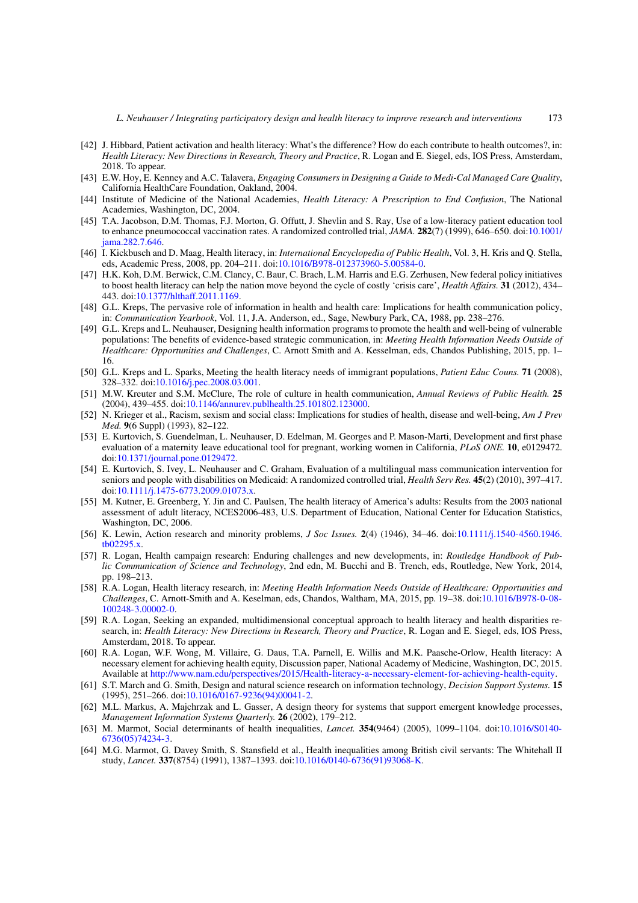[42] J. Hibbard, Patient activation and health literacy: What's the difference? How do each contribute to health outcomes?, in: *Health Literacy: New Directions in Research, Theory and Practice*, R. Logan and E. Siegel, eds, IOS Press, Amsterdam, 2018. To appear.

[43] E.W. Hoy, E. Kenney and A.C. Talavera, *Engaging Consumers in Designing a Guide to Medi-Cal Managed Care Quality*, California HealthCare Foundation, Oakland, 2004.

[44] Institute of Medicine of the National Academies, *Health Literacy: A Prescription to End Confusion*, The National Academies, Washington, DC, 2004.

[45] T.A. Jacobson, D.M. Thomas, F.J. Morton, G. Offutt, J. Shevlin and S. Ray, Use of a low-literacy patient education tool to enhance pneumococcal vaccination rates. A randomized controlled trial, *JAMA.* **282**(7) (1999), 646–650. doi:10.1001/jama.282.7.646.

[46] I. Kickbusch and D. Maag, Health literacy, in: *International Encyclopedia of Public Health*, Vol. 3, H. Kris and Q. Stella, eds, Academic Press, 2008, pp. 204–211. doi:10.1016/B978-012373960-5.00584-0.

[47] H.K. Koh, D.M. Berwick, C.M. Clancy, C. Baur, C. Brach, L.M. Harris and E.G. Zerhusen, New federal policy initiatives to boost health literacy can help the nation move beyond the cycle of costly 'crisis care', *Health Affairs.* **31** (2012), 434–443. doi:10.1377/hlthaff.2011.1169.

[48] G.L. Kreps, The pervasive role of information in health and health care: Implications for health communication policy, in: *Communication Yearbook*, Vol. 11, J.A. Anderson, ed., Sage, Newbury Park, CA, 1988, pp. 238–276.

[49] G.L. Kreps and L. Neuhauser, Designing health information programs to promote the health and well-being of vulnerable populations: The benefits of evidence-based strategic communication, in: *Meeting Health Information Needs Outside of Healthcare: Opportunities and Challenges*, C. Arnott Smith and A. Kesselman, eds, Chandos Publishing, 2015, pp. 1–16.

[50] G.L. Kreps and L. Sparks, Meeting the health literacy needs of immigrant populations, *Patient Educ Couns.* **71** (2008), 328–332. doi:10.1016/j.pec.2008.03.001.

[51] M.W. Kreuter and S.M. McClure, The role of culture in health communication, *Annual Reviews of Public Health.* **25** (2004), 439–455. doi:10.1146/annurev.publhealth.25.101802.123000.

[52] N. Krieger et al., Racism, sexism and social class: Implications for studies of health, disease and well-being, *Am J Prev Med.* **9**(6 Suppl) (1993), 82–122.

[53] E. Kurtovich, S. Guendelman, L. Neuhauser, D. Edelman, M. Georges and P. Mason-Marti, Development and first phase evaluation of a maternity leave educational tool for pregnant, working women in California, *PLoS ONE.* **10**, e0129472. doi:10.1371/journal.pone.0129472.

[54] E. Kurtovich, S. Ivey, L. Neuhauser and C. Graham, Evaluation of a multilingual mass communication intervention for seniors and people with disabilities on Medicaid: A randomized controlled trial, *Health Serv Res.* **45**(2) (2010), 397–417. doi:10.1111/j.1475-6773.2009.01073.x.

[55] M. Kutner, E. Greenberg, Y. Jin and C. Paulsen, The health literacy of America's adults: Results from the 2003 national assessment of adult literacy, NCES2006-483, U.S. Department of Education, National Center for Education Statistics, Washington, DC, 2006.

[56] K. Lewin, Action research and minority problems, *J Soc Issues.* **2**(4) (1946), 34–46. doi:10.1111/j.1540-4560.1946.tb02295.x.

[57] R. Logan, Health campaign research: Enduring challenges and new developments, in: *Routledge Handbook of Public Communication of Science and Technology*, 2nd edn, M. Bucchi and B. Trench, eds, Routledge, New York, 2014, pp. 198–213.

[58] R.A. Logan, Health literacy research, in: *Meeting Health Information Needs Outside of Healthcare: Opportunities and Challenges*, C. Arnott-Smith and A. Keselman, eds, Chandos, Waltham, MA, 2015, pp. 19–38. doi:10.1016/B978-0-08-100248-3.00002-0.

[59] R.A. Logan, Seeking an expanded, multidimensional conceptual approach to health literacy and health disparities research, in: *Health Literacy: New Directions in Research, Theory and Practice*, R. Logan and E. Siegel, eds, IOS Press, Amsterdam, 2018. To appear.

[60] R.A. Logan, W.F. Wong, M. Villaire, G. Daus, T.A. Parnell, E. Willis and M.K. Paasche-Orlow, Health literacy: A necessary element for achieving health equity, Discussion paper, National Academy of Medicine, Washington, DC, 2015. Available at http://www.nam.edu/perspectives/2015/Health-literacy-a-necessary-element-for-achieving-health-equity.

[61] S.T. March and G. Smith, Design and natural science research on information technology, *Decision Support Systems.* **15** (1995), 251–266. doi:10.1016/0167-9236(94)00041-2.

[62] M.L. Markus, A. Majchrzak and L. Gasser, A design theory for systems that support emergent knowledge processes, *Management Information Systems Quarterly.* **26** (2002), 179–212.

[63] M. Marmot, Social determinants of health inequalities, *Lancet.* **354**(9464) (2005), 1099–1104. doi:10.1016/S0140-6736(05)74234-3.

[64] M.G. Marmot, G. Davey Smith, S. Stansfield et al., Health inequalities among British civil servants: The Whitehall II study, *Lancet.* **337**(8754) (1991), 1387–1393. doi:10.1016/0140-6736(91)93068-K.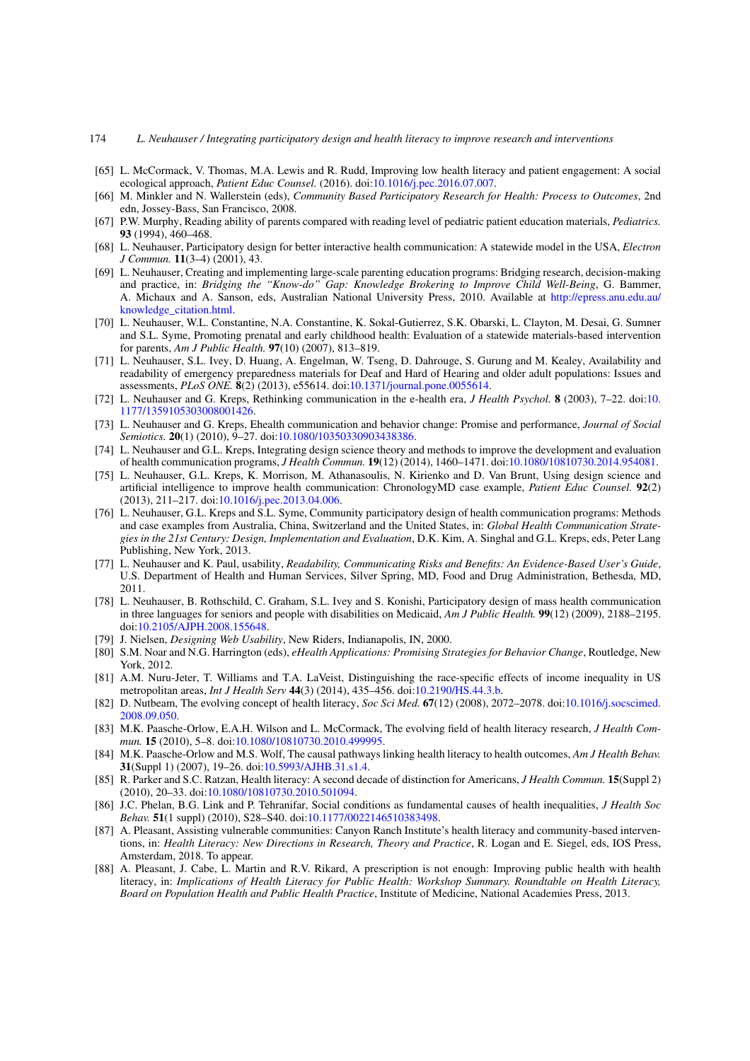[65] L. McCormack, V. Thomas, M.A. Lewis and R. Rudd, Improving low health literacy and patient engagement: A social ecological approach, *Patient Educ Counsel.* (2016). doi:10.1016/j.pec.2016.07.007.

[66] M. Minkler and N. Wallerstein (eds), *Community Based Participatory Research for Health: Process to Outcomes*, 2nd edn, Jossey-Bass, San Francisco, 2008.

[67] P.W. Murphy, Reading ability of parents compared with reading level of pediatric patient education materials, *Pediatrics.* **93** (1994), 460–468.

[68] L. Neuhauser, Participatory design for better interactive health communication: A statewide model in the USA, *Electron J Commun.* **11**(3–4) (2001), 43.

[69] L. Neuhauser, Creating and implementing large-scale parenting education programs: Bridging research, decision-making and practice, in: *Bridging the "Know-do" Gap: Knowledge Brokering to Improve Child Well-Being*, G. Bammer, A. Michaux and A. Sanson, eds, Australian National University Press, 2010. Available at http://epress.anu.edu.au/knowledge_citation.html.

[70] L. Neuhauser, W.L. Constantine, N.A. Constantine, K. Sokal-Gutierrez, S.K. Obarski, L. Clayton, M. Desai, G. Sumner and S.L. Syme, Promoting prenatal and early childhood health: Evaluation of a statewide materials-based intervention for parents, *Am J Public Health.* **97**(10) (2007), 813–819.

[71] L. Neuhauser, S.L. Ivey, D. Huang, A. Engelman, W. Tseng, D. Dahrouge, S. Gurung and M. Kealey, Availability and readability of emergency preparedness materials for Deaf and Hard of Hearing and older adult populations: Issues and assessments, *PLoS ONE.* **8**(2) (2013), e55614. doi:10.1371/journal.pone.0055614.

[72] L. Neuhauser and G. Kreps, Rethinking communication in the e-health era, *J Health Psychol.* **8** (2003), 7–22. doi:10.1177/1359105303008001426.

[73] L. Neuhauser and G. Kreps, Ehealth communication and behavior change: Promise and performance, *Journal of Social Semiotics.* **20**(1) (2010), 9–27. doi:10.1080/10350330903438386.

[74] L. Neuhauser and G.L. Kreps, Integrating design science theory and methods to improve the development and evaluation of health communication programs, *J Health Commun.* **19**(12) (2014), 1460–1471. doi:10.1080/10810730.2014.954081.

[75] L. Neuhauser, G.L. Kreps, K. Morrison, M. Athanasoulis, N. Kirienko and D. Van Brunt, Using design science and artificial intelligence to improve health communication: ChronologyMD case example, *Patient Educ Counsel.* **92**(2) (2013), 211–217. doi:10.1016/j.pec.2013.04.006.

[76] L. Neuhauser, G.L. Kreps and S.L. Syme, Community participatory design of health communication programs: Methods and case examples from Australia, China, Switzerland and the United States, in: *Global Health Communication Strategies in the 21st Century: Design, Implementation and Evaluation*, D.K. Kim, A. Singhal and G.L. Kreps, eds, Peter Lang Publishing, New York, 2013.

[77] L. Neuhauser and K. Paul, usability, *Readability, Communicating Risks and Benefits: An Evidence-Based User's Guide*, U.S. Department of Health and Human Services, Silver Spring, MD, Food and Drug Administration, Bethesda, MD, 2011.

[78] L. Neuhauser, B. Rothschild, C. Graham, S.L. Ivey and S. Konishi, Participatory design of mass health communication in three languages for seniors and people with disabilities on Medicaid, *Am J Public Health.* **99**(12) (2009), 2188–2195. doi:10.2105/AJPH.2008.155648.

[79] J. Nielsen, *Designing Web Usability*, New Riders, Indianapolis, IN, 2000.

[80] S.M. Noar and N.G. Harrington (eds), *eHealth Applications: Promising Strategies for Behavior Change*, Routledge, New York, 2012.

[81] A.M. Nuru-Jeter, T. Williams and T.A. LaVeist, Distinguishing the race-specific effects of income inequality in US metropolitan areas, *Int J Health Serv* **44**(3) (2014), 435–456. doi:10.2190/HS.44.3.b.

[82] D. Nutbeam, The evolving concept of health literacy, *Soc Sci Med.* **67**(12) (2008), 2072–2078. doi:10.1016/j.socscimed.2008.09.050.

[83] M.K. Paasche-Orlow, E.A.H. Wilson and L. McCormack, The evolving field of health literacy research, *J Health Commun.* **15** (2010), 5–8. doi:10.1080/10810730.2010.499995.

[84] M.K. Paasche-Orlow and M.S. Wolf, The causal pathways linking health literacy to health outcomes, *Am J Health Behav.* **31**(Suppl 1) (2007), 19–26. doi:10.5993/AJHB.31.s1.4.

[85] R. Parker and S.C. Ratzan, Health literacy: A second decade of distinction for Americans, *J Health Commun.* **15**(Suppl 2) (2010), 20–33. doi:10.1080/10810730.2010.501094.

[86] J.C. Phelan, B.G. Link and P. Tehranifar, Social conditions as fundamental causes of health inequalities, *J Health Soc Behav.* **51**(1 suppl) (2010), S28–S40. doi:10.1177/0022146510383498.

[87] A. Pleasant, Assisting vulnerable communities: Canyon Ranch Institute's health literacy and community-based interventions, in: *Health Literacy: New Directions in Research, Theory and Practice*, R. Logan and E. Siegel, eds, IOS Press, Amsterdam, 2018. To appear.

[88] A. Pleasant, J. Cabe, L. Martin and R.V. Rikard, A prescription is not enough: Improving public health with health literacy, in: *Implications of Health Literacy for Public Health: Workshop Summary. Roundtable on Health Literacy, Board on Population Health and Public Health Practice*, Institute of Medicine, National Academies Press, 2013.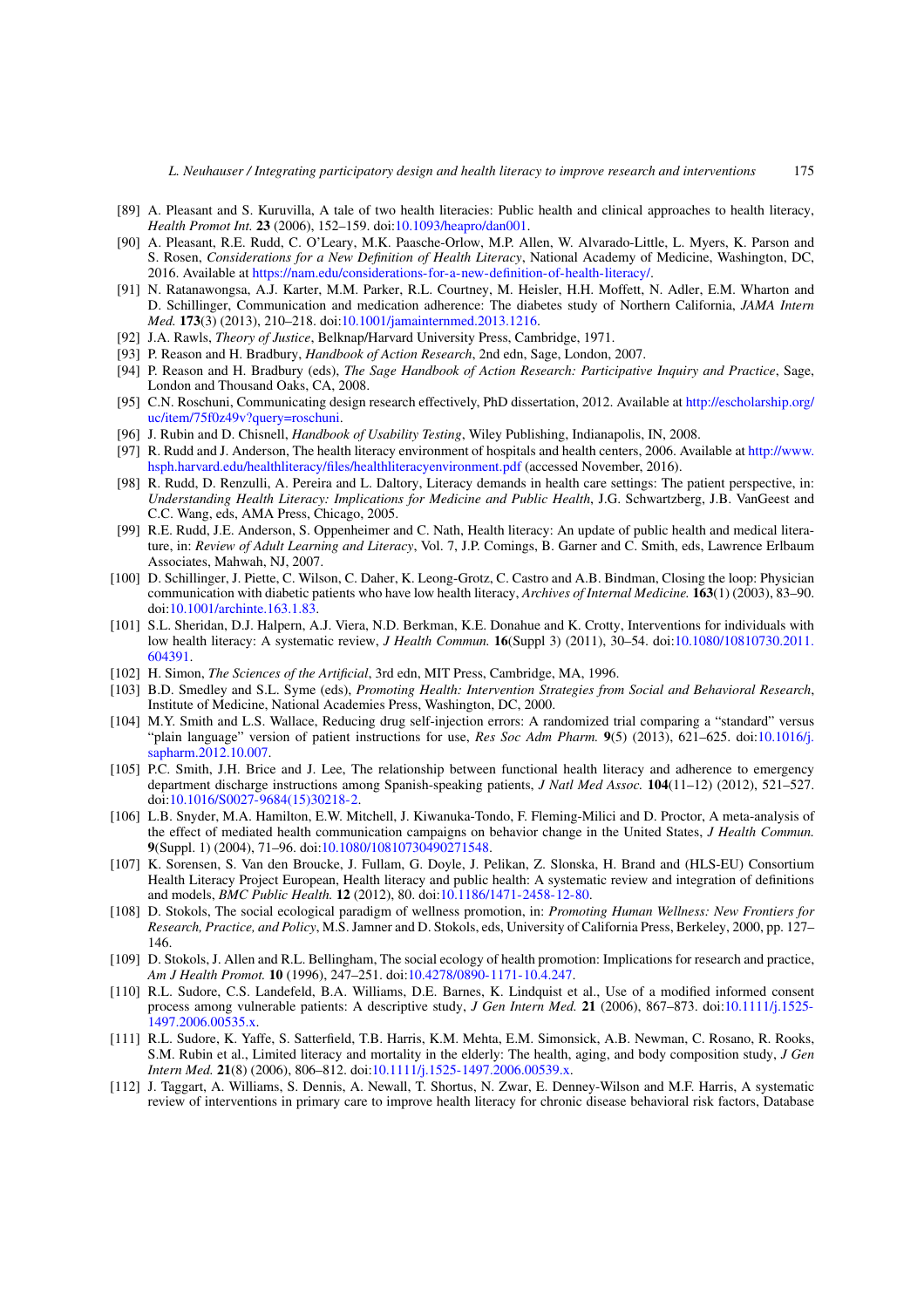[89] A. Pleasant and S. Kuruvilla, A tale of two health literacies: Public health and clinical approaches to health literacy, *Health Promot Int.* **23** (2006), 152–159. doi:10.1093/heapro/dan001.

[90] A. Pleasant, R.E. Rudd, C. O'Leary, M.K. Paasche-Orlow, M.P. Allen, W. Alvarado-Little, L. Myers, K. Parson and S. Rosen, *Considerations for a New Definition of Health Literacy*, National Academy of Medicine, Washington, DC, 2016. Available at https://nam.edu/considerations-for-a-new-definition-of-health-literacy/.

[91] N. Ratanawongsa, A.J. Karter, M.M. Parker, R.L. Courtney, M. Heisler, H.H. Moffett, N. Adler, E.M. Wharton and D. Schillinger, Communication and medication adherence: The diabetes study of Northern California, *JAMA Intern Med.* **173**(3) (2013), 210–218. doi:10.1001/jamainternmed.2013.1216.

[92] J.A. Rawls, *Theory of Justice*, Belknap/Harvard University Press, Cambridge, 1971.

[93] P. Reason and H. Bradbury, *Handbook of Action Research*, 2nd edn, Sage, London, 2007.

[94] P. Reason and H. Bradbury (eds), *The Sage Handbook of Action Research: Participative Inquiry and Practice*, Sage, London and Thousand Oaks, CA, 2008.

[95] C.N. Roschuni, Communicating design research effectively, PhD dissertation, 2012. Available at http://escholarship.org/uc/item/75f0z49v?query=roschuni.

[96] J. Rubin and D. Chisnell, *Handbook of Usability Testing*, Wiley Publishing, Indianapolis, IN, 2008.

[97] R. Rudd and J. Anderson, The health literacy environment of hospitals and health centers, 2006. Available at http://www.hsph.harvard.edu/healthliteracy/files/healthliteracyenvironment.pdf (accessed November, 2016).

[98] R. Rudd, D. Renzulli, A. Pereira and L. Daltory, Literacy demands in health care settings: The patient perspective, in: *Understanding Health Literacy: Implications for Medicine and Public Health*, J.G. Schwartzberg, J.B. VanGeest and C.C. Wang, eds, AMA Press, Chicago, 2005.

[99] R.E. Rudd, J.E. Anderson, S. Oppenheimer and C. Nath, Health literacy: An update of public health and medical literature, in: *Review of Adult Learning and Literacy*, Vol. 7, J.P. Comings, B. Garner and C. Smith, eds, Lawrence Erlbaum Associates, Mahwah, NJ, 2007.

[100] D. Schillinger, J. Piette, C. Wilson, C. Daher, K. Leong-Grotz, C. Castro and A.B. Bindman, Closing the loop: Physician communication with diabetic patients who have low health literacy, *Archives of Internal Medicine.* **163**(1) (2003), 83–90. doi:10.1001/archinte.163.1.83.

[101] S.L. Sheridan, D.J. Halpern, A.J. Viera, N.D. Berkman, K.E. Donahue and K. Crotty, Interventions for individuals with low health literacy: A systematic review, *J Health Commun.* **16**(Suppl 3) (2011), 30–54. doi:10.1080/10810730.2011.604391.

[102] H. Simon, *The Sciences of the Artificial*, 3rd edn, MIT Press, Cambridge, MA, 1996.

[103] B.D. Smedley and S.L. Syme (eds), *Promoting Health: Intervention Strategies from Social and Behavioral Research*, Institute of Medicine, National Academies Press, Washington, DC, 2000.

[104] M.Y. Smith and L.S. Wallace, Reducing drug self-injection errors: A randomized trial comparing a "standard" versus "plain language" version of patient instructions for use, *Res Soc Adm Pharm.* **9**(5) (2013), 621–625. doi:10.1016/j.sapharm.2012.10.007.

[105] P.C. Smith, J.H. Brice and J. Lee, The relationship between functional health literacy and adherence to emergency department discharge instructions among Spanish-speaking patients, *J Natl Med Assoc.* **104**(11–12) (2012), 521–527. doi:10.1016/S0027-9684(15)30218-2.

[106] L.B. Snyder, M.A. Hamilton, E.W. Mitchell, J. Kiwanuka-Tondo, F. Fleming-Milici and D. Proctor, A meta-analysis of the effect of mediated health communication campaigns on behavior change in the United States, *J Health Commun.* **9**(Suppl. 1) (2004), 71–96. doi:10.1080/10810730490271548.

[107] K. Sorensen, S. Van den Broucke, J. Fullam, G. Doyle, J. Pelikan, Z. Slonska, H. Brand and (HLS-EU) Consortium Health Literacy Project European, Health literacy and public health: A systematic review and integration of definitions and models, *BMC Public Health.* **12** (2012), 80. doi:10.1186/1471-2458-12-80.

[108] D. Stokols, The social ecological paradigm of wellness promotion, in: *Promoting Human Wellness: New Frontiers for Research, Practice, and Policy*, M.S. Jamner and D. Stokols, eds, University of California Press, Berkeley, 2000, pp. 127–146.

[109] D. Stokols, J. Allen and R.L. Bellingham, The social ecology of health promotion: Implications for research and practice, *Am J Health Promot.* **10** (1996), 247–251. doi:10.4278/0890-1171-10.4.247.

[110] R.L. Sudore, C.S. Landefeld, B.A. Williams, D.E. Barnes, K. Lindquist et al., Use of a modified informed consent process among vulnerable patients: A descriptive study, *J Gen Intern Med.* **21** (2006), 867–873. doi:10.1111/j.1525-1497.2006.00535.x.

[111] R.L. Sudore, K. Yaffe, S. Satterfield, T.B. Harris, K.M. Mehta, E.M. Simonsick, A.B. Newman, C. Rosano, R. Rooks, S.M. Rubin et al., Limited literacy and mortality in the elderly: The health, aging, and body composition study, *J Gen Intern Med.* **21**(8) (2006), 806–812. doi:10.1111/j.1525-1497.2006.00539.x.

[112] J. Taggart, A. Williams, S. Dennis, A. Newall, T. Shortus, N. Zwar, E. Denney-Wilson and M.F. Harris, A systematic review of interventions in primary care to improve health literacy for chronic disease behavioral risk factors, Database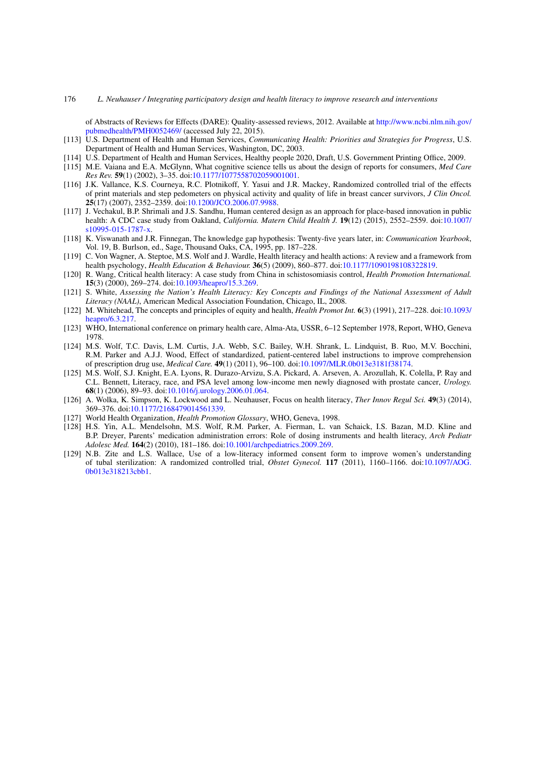of Abstracts of Reviews for Effects (DARE): Quality-assessed reviews, 2012. Available at http://www.ncbi.nlm.nih.gov/pubmedhealth/PMH0052469/ (accessed July 22, 2015).

[113] U.S. Department of Health and Human Services, *Communicating Health: Priorities and Strategies for Progress*, U.S. Department of Health and Human Services, Washington, DC, 2003.

[114] U.S. Department of Health and Human Services, Healthy people 2020, Draft, U.S. Government Printing Office, 2009.

[115] M.E. Vaiana and E.A. McGlynn, What cognitive science tells us about the design of reports for consumers, *Med Care Res Rev.* **59**(1) (2002), 3–35. doi:10.1177/107755870205900101.

[116] J.K. Vallance, K.S. Courneya, R.C. Plotnikoff, Y. Yasui and J.R. Mackey, Randomized controlled trial of the effects of print materials and step pedometers on physical activity and quality of life in breast cancer survivors, *J Clin Oncol.* **25**(17) (2007), 2352–2359. doi:10.1200/JCO.2006.07.9988.

[117] J. Vechakul, B.P. Shrimali and J.S. Sandhu, Human centered design as an approach for place-based innovation in public health: A CDC case study from Oakland, *California. Matern Child Health J.* **19**(12) (2015), 2552–2559. doi:10.1007/s10995-015-1787-x.

[118] K. Viswanath and J.R. Finnegan, The knowledge gap hypothesis: Twenty-five years later, in: *Communication Yearbook*, Vol. 19, B. Burlson, ed., Sage, Thousand Oaks, CA, 1995, pp. 187–228.

[119] C. Von Wagner, A. Steptoe, M.S. Wolf and J. Wardle, Health literacy and health actions: A review and a framework from health psychology, *Health Education & Behaviour.* **36**(5) (2009), 860–877. doi:10.1177/1090198108322819.

[120] R. Wang, Critical health literacy: A case study from China in schistosomiasis control, *Health Promotion International.* **15**(3) (2000), 269–274. doi:10.1093/heapro/15.3.269.

[121] S. White, *Assessing the Nation's Health Literacy: Key Concepts and Findings of the National Assessment of Adult Literacy (NAAL)*, American Medical Association Foundation, Chicago, IL, 2008.

[122] M. Whitehead, The concepts and principles of equity and health, *Health Promot Int.* **6**(3) (1991), 217–228. doi:10.1093/heapro/6.3.217.

[123] WHO, International conference on primary health care, Alma-Ata, USSR, 6–12 September 1978, Report, WHO, Geneva 1978.

[124] M.S. Wolf, T.C. Davis, L.M. Curtis, J.A. Webb, S.C. Bailey, W.H. Shrank, L. Lindquist, B. Ruo, M.V. Bocchini, R.M. Parker and A.J.J. Wood, Effect of standardized, patient-centered label instructions to improve comprehension of prescription drug use, *Medical Care.* **49**(1) (2011), 96–100. doi:10.1097/MLR.0b013e3181f38174.

[125] M.S. Wolf, S.J. Knight, E.A. Lyons, R. Durazo-Arvizu, S.A. Pickard, A. Arseven, A. Arozullah, K. Colella, P. Ray and C.L. Bennett, Literacy, race, and PSA level among low-income men newly diagnosed with prostate cancer, *Urology.* **68**(1) (2006), 89–93. doi:10.1016/j.urology.2006.01.064.

[126] A. Wolka, K. Simpson, K. Lockwood and L. Neuhauser, Focus on health literacy, *Ther Innov Regul Sci.* **49**(3) (2014), 369–376. doi:10.1177/2168479014561339.

[127] World Health Organization, *Health Promotion Glossary*, WHO, Geneva, 1998.

[128] H.S. Yin, A.L. Mendelsohn, M.S. Wolf, R.M. Parker, A. Fierman, L. van Schaick, I.S. Bazan, M.D. Kline and B.P. Dreyer, Parents' medication administration errors: Role of dosing instruments and health literacy, *Arch Pediatr Adolesc Med.* **164**(2) (2010), 181–186. doi:10.1001/archpediatrics.2009.269.

[129] N.B. Zite and L.S. Wallace, Use of a low-literacy informed consent form to improve women's understanding of tubal sterilization: A randomized controlled trial, *Obstet Gynecol.* **117** (2011), 1160–1166. doi:10.1097/AOG.0b013e318213cbb1.